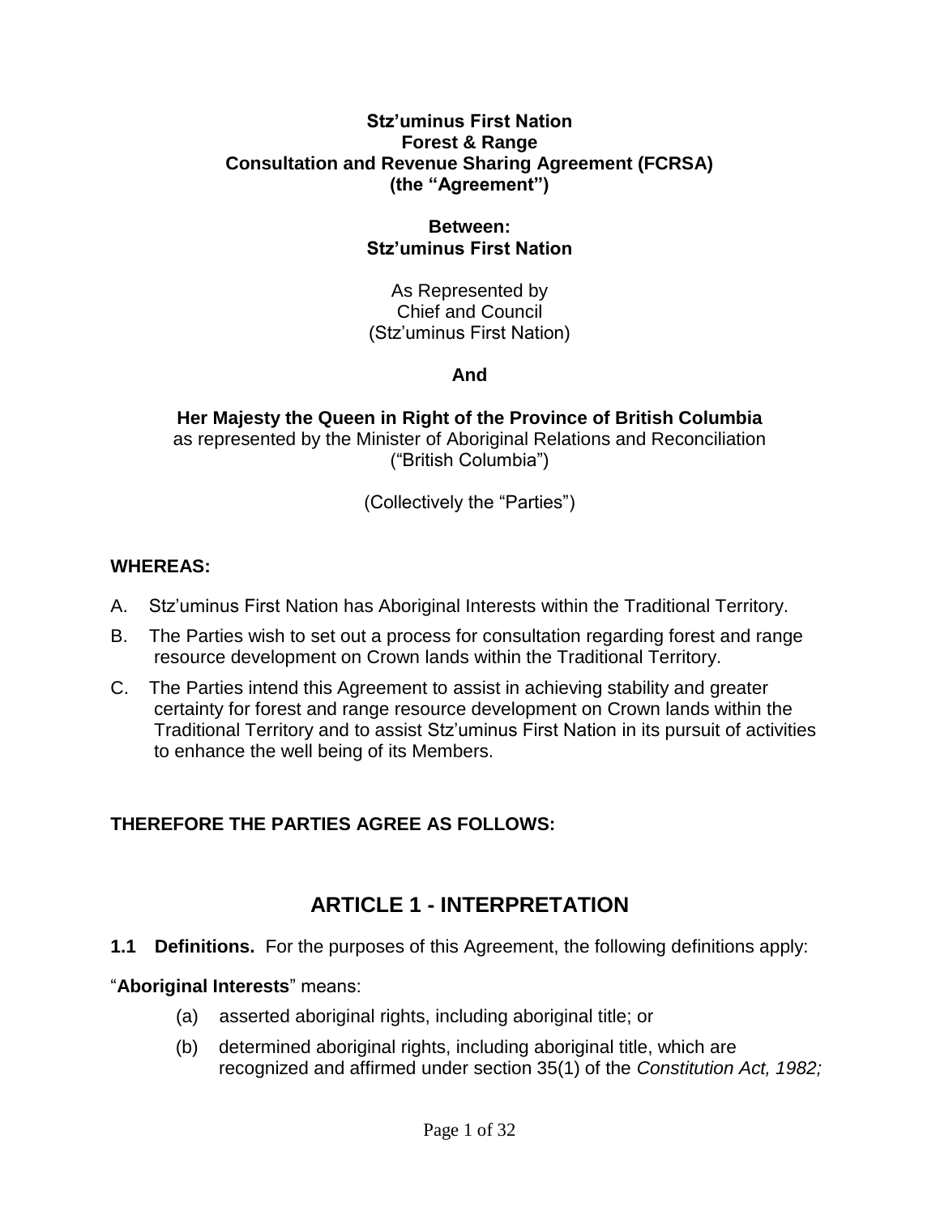**Stz'uminus First Nation**
**Forest & Range**
**Consultation and Revenue Sharing Agreement (FCRSA)**
**(the "Agreement")**

**Between:**
**Stz'uminus First Nation**

As Represented by
Chief and Council
(Stz'uminus First Nation)

**And**

**Her Majesty the Queen in Right of the Province of British Columbia**
as represented by the Minister of Aboriginal Relations and Reconciliation
("British Columbia")

(Collectively the "Parties")

**WHEREAS:**

A. Stz'uminus First Nation has Aboriginal Interests within the Traditional Territory.

B. The Parties wish to set out a process for consultation regarding forest and range resource development on Crown lands within the Traditional Territory.

C. The Parties intend this Agreement to assist in achieving stability and greater certainty for forest and range resource development on Crown lands within the Traditional Territory and to assist Stz'uminus First Nation in its pursuit of activities to enhance the well being of its Members.

**THEREFORE THE PARTIES AGREE AS FOLLOWS:**

## ARTICLE 1 - INTERPRETATION

**1.1 Definitions.** For the purposes of this Agreement, the following definitions apply:

"**Aboriginal Interests**" means:

(a) asserted aboriginal rights, including aboriginal title; or

(b) determined aboriginal rights, including aboriginal title, which are recognized and affirmed under section 35(1) of the *Constitution Act, 1982;*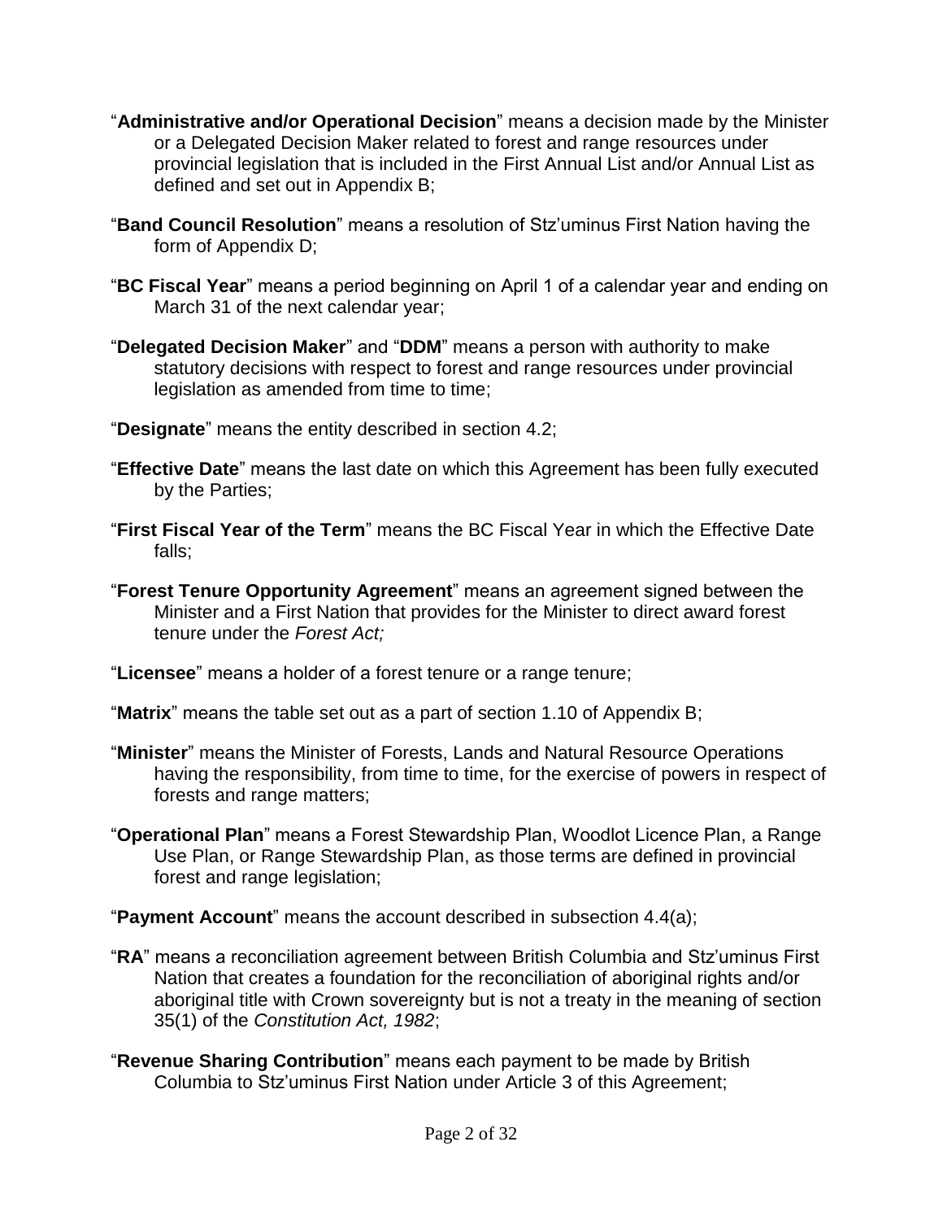"**Administrative and/or Operational Decision**" means a decision made by the Minister or a Delegated Decision Maker related to forest and range resources under provincial legislation that is included in the First Annual List and/or Annual List as defined and set out in Appendix B;

"**Band Council Resolution**" means a resolution of Stz'uminus First Nation having the form of Appendix D;

"**BC Fiscal Year**" means a period beginning on April 1 of a calendar year and ending on March 31 of the next calendar year;

"**Delegated Decision Maker**" and "**DDM**" means a person with authority to make statutory decisions with respect to forest and range resources under provincial legislation as amended from time to time;

"**Designate**" means the entity described in section 4.2;

"**Effective Date**" means the last date on which this Agreement has been fully executed by the Parties;

"**First Fiscal Year of the Term**" means the BC Fiscal Year in which the Effective Date falls;

"**Forest Tenure Opportunity Agreement**" means an agreement signed between the Minister and a First Nation that provides for the Minister to direct award forest tenure under the *Forest Act;*

"**Licensee**" means a holder of a forest tenure or a range tenure;

"**Matrix**" means the table set out as a part of section 1.10 of Appendix B;

"**Minister**" means the Minister of Forests, Lands and Natural Resource Operations having the responsibility, from time to time, for the exercise of powers in respect of forests and range matters;

"**Operational Plan**" means a Forest Stewardship Plan, Woodlot Licence Plan, a Range Use Plan, or Range Stewardship Plan, as those terms are defined in provincial forest and range legislation;

"**Payment Account**" means the account described in subsection 4.4(a);

"**RA**" means a reconciliation agreement between British Columbia and Stz'uminus First Nation that creates a foundation for the reconciliation of aboriginal rights and/or aboriginal title with Crown sovereignty but is not a treaty in the meaning of section 35(1) of the *Constitution Act, 1982*;

"**Revenue Sharing Contribution**" means each payment to be made by British Columbia to Stz'uminus First Nation under Article 3 of this Agreement;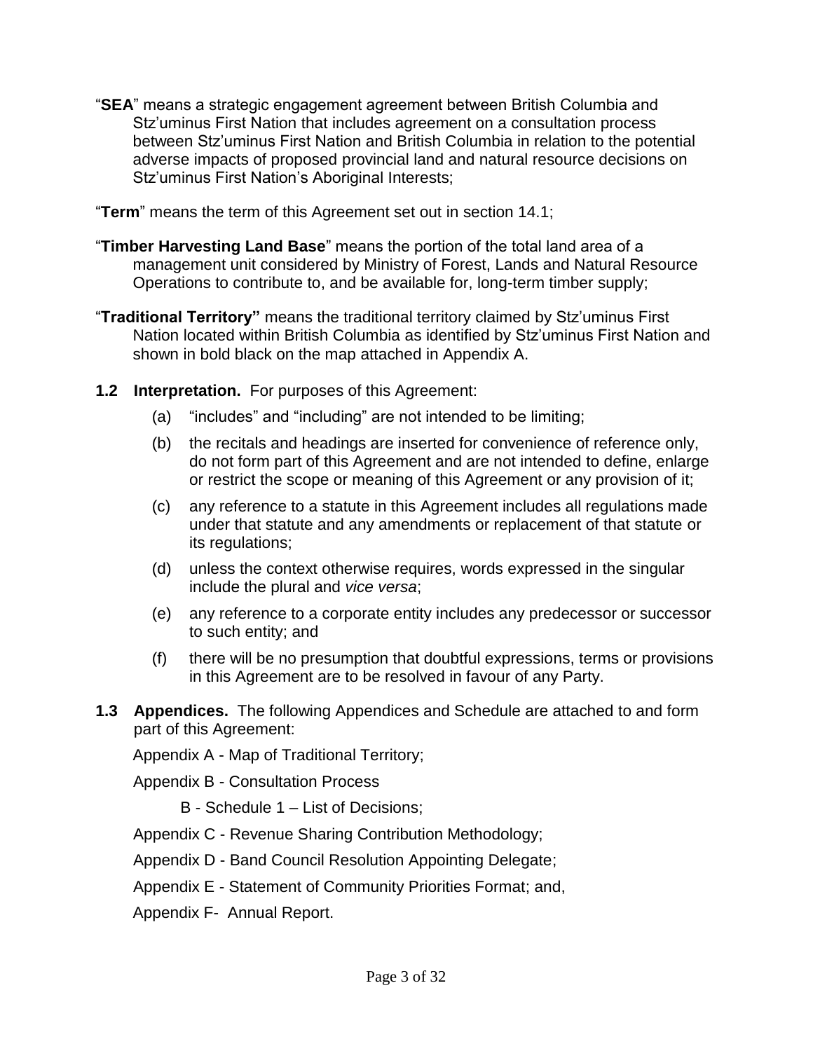"**SEA**" means a strategic engagement agreement between British Columbia and Stz'uminus First Nation that includes agreement on a consultation process between Stz'uminus First Nation and British Columbia in relation to the potential adverse impacts of proposed provincial land and natural resource decisions on Stz'uminus First Nation's Aboriginal Interests;

"**Term**" means the term of this Agreement set out in section 14.1;

"**Timber Harvesting Land Base**" means the portion of the total land area of a management unit considered by Ministry of Forest, Lands and Natural Resource Operations to contribute to, and be available for, long-term timber supply;

"**Traditional Territory"** means the traditional territory claimed by Stz'uminus First Nation located within British Columbia as identified by Stz'uminus First Nation and shown in bold black on the map attached in Appendix A.

**1.2 Interpretation.** For purposes of this Agreement:

(a) "includes" and "including" are not intended to be limiting;

(b) the recitals and headings are inserted for convenience of reference only, do not form part of this Agreement and are not intended to define, enlarge or restrict the scope or meaning of this Agreement or any provision of it;

(c) any reference to a statute in this Agreement includes all regulations made under that statute and any amendments or replacement of that statute or its regulations;

(d) unless the context otherwise requires, words expressed in the singular include the plural and *vice versa*;

(e) any reference to a corporate entity includes any predecessor or successor to such entity; and

(f) there will be no presumption that doubtful expressions, terms or provisions in this Agreement are to be resolved in favour of any Party.

**1.3 Appendices.** The following Appendices and Schedule are attached to and form part of this Agreement:

Appendix A - Map of Traditional Territory;

Appendix B - Consultation Process

B - Schedule 1 – List of Decisions;

Appendix C - Revenue Sharing Contribution Methodology;

Appendix D - Band Council Resolution Appointing Delegate;

Appendix E - Statement of Community Priorities Format; and,

Appendix F- Annual Report.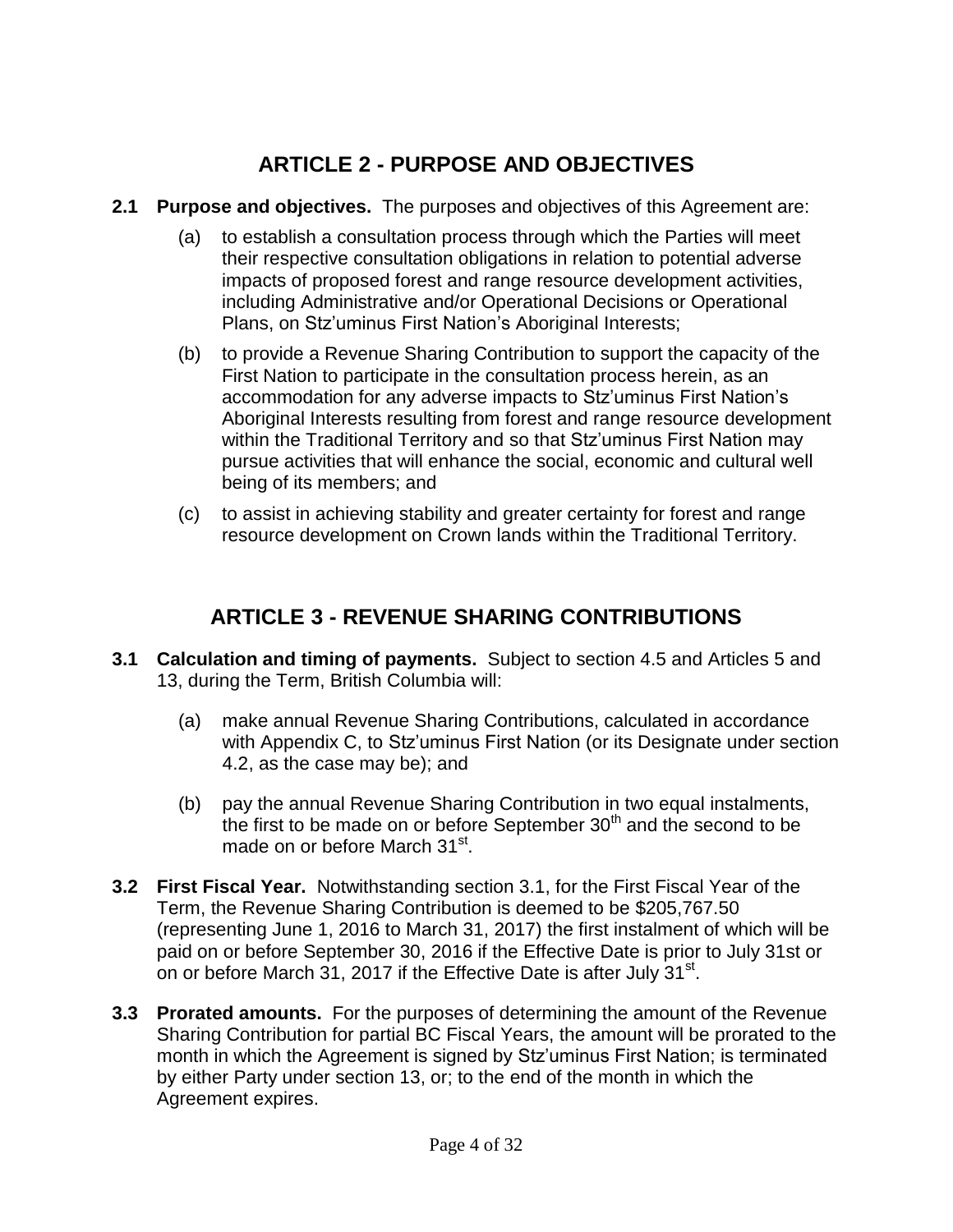## ARTICLE 2 - PURPOSE AND OBJECTIVES

**2.1 Purpose and objectives.** The purposes and objectives of this Agreement are:

(a) to establish a consultation process through which the Parties will meet their respective consultation obligations in relation to potential adverse impacts of proposed forest and range resource development activities, including Administrative and/or Operational Decisions or Operational Plans, on Stz'uminus First Nation's Aboriginal Interests;

(b) to provide a Revenue Sharing Contribution to support the capacity of the First Nation to participate in the consultation process herein, as an accommodation for any adverse impacts to Stz'uminus First Nation's Aboriginal Interests resulting from forest and range resource development within the Traditional Territory and so that Stz'uminus First Nation may pursue activities that will enhance the social, economic and cultural well being of its members; and

(c) to assist in achieving stability and greater certainty for forest and range resource development on Crown lands within the Traditional Territory.

## ARTICLE 3 - REVENUE SHARING CONTRIBUTIONS

**3.1 Calculation and timing of payments.** Subject to section 4.5 and Articles 5 and 13, during the Term, British Columbia will:

(a) make annual Revenue Sharing Contributions, calculated in accordance with Appendix C, to Stz'uminus First Nation (or its Designate under section 4.2, as the case may be); and

(b) pay the annual Revenue Sharing Contribution in two equal instalments, the first to be made on or before September 30th and the second to be made on or before March 31st.

**3.2 First Fiscal Year.** Notwithstanding section 3.1, for the First Fiscal Year of the Term, the Revenue Sharing Contribution is deemed to be $205,767.50 (representing June 1, 2016 to March 31, 2017) the first instalment of which will be paid on or before September 30, 2016 if the Effective Date is prior to July 31st or on or before March 31, 2017 if the Effective Date is after July 31st.

**3.3 Prorated amounts.** For the purposes of determining the amount of the Revenue Sharing Contribution for partial BC Fiscal Years, the amount will be prorated to the month in which the Agreement is signed by Stz'uminus First Nation; is terminated by either Party under section 13, or; to the end of the month in which the Agreement expires.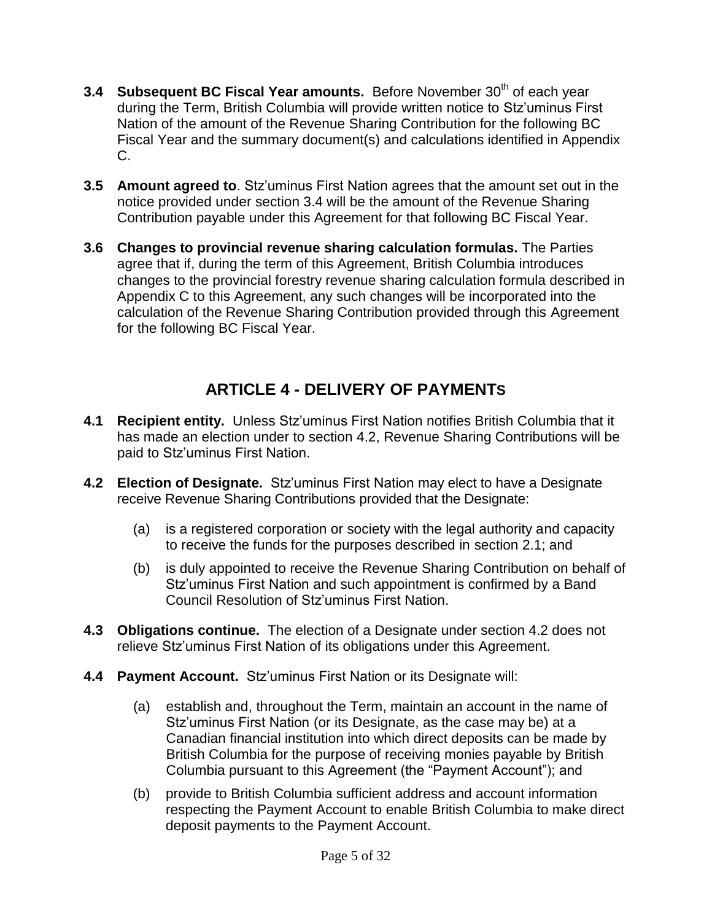**3.4 Subsequent BC Fiscal Year amounts.** Before November 30th of each year during the Term, British Columbia will provide written notice to Stz'uminus First Nation of the amount of the Revenue Sharing Contribution for the following BC Fiscal Year and the summary document(s) and calculations identified in Appendix C.

**3.5 Amount agreed to**. Stz'uminus First Nation agrees that the amount set out in the notice provided under section 3.4 will be the amount of the Revenue Sharing Contribution payable under this Agreement for that following BC Fiscal Year.

**3.6 Changes to provincial revenue sharing calculation formulas.** The Parties agree that if, during the term of this Agreement, British Columbia introduces changes to the provincial forestry revenue sharing calculation formula described in Appendix C to this Agreement, any such changes will be incorporated into the calculation of the Revenue Sharing Contribution provided through this Agreement for the following BC Fiscal Year.

## ARTICLE 4 - DELIVERY OF PAYMENTS

**4.1 Recipient entity.** Unless Stz'uminus First Nation notifies British Columbia that it has made an election under to section 4.2, Revenue Sharing Contributions will be paid to Stz'uminus First Nation.

**4.2 Election of Designate.** Stz'uminus First Nation may elect to have a Designate receive Revenue Sharing Contributions provided that the Designate:

(a) is a registered corporation or society with the legal authority and capacity to receive the funds for the purposes described in section 2.1; and

(b) is duly appointed to receive the Revenue Sharing Contribution on behalf of Stz'uminus First Nation and such appointment is confirmed by a Band Council Resolution of Stz'uminus First Nation.

**4.3 Obligations continue.** The election of a Designate under section 4.2 does not relieve Stz'uminus First Nation of its obligations under this Agreement.

**4.4 Payment Account.** Stz'uminus First Nation or its Designate will:

(a) establish and, throughout the Term, maintain an account in the name of Stz'uminus First Nation (or its Designate, as the case may be) at a Canadian financial institution into which direct deposits can be made by British Columbia for the purpose of receiving monies payable by British Columbia pursuant to this Agreement (the "Payment Account"); and

(b) provide to British Columbia sufficient address and account information respecting the Payment Account to enable British Columbia to make direct deposit payments to the Payment Account.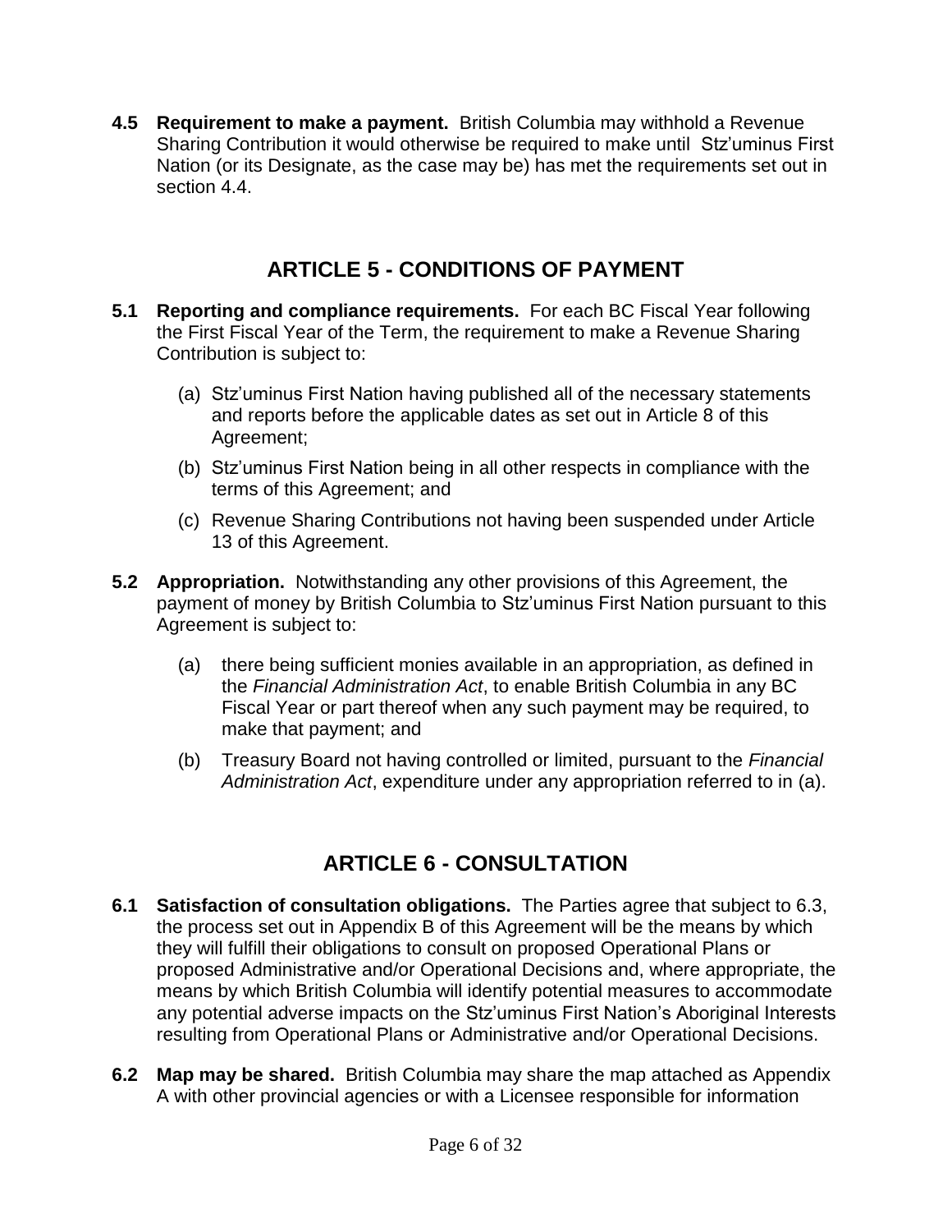**4.5 Requirement to make a payment.** British Columbia may withhold a Revenue Sharing Contribution it would otherwise be required to make until Stz'uminus First Nation (or its Designate, as the case may be) has met the requirements set out in section 4.4.

## ARTICLE 5 - CONDITIONS OF PAYMENT

**5.1 Reporting and compliance requirements.** For each BC Fiscal Year following the First Fiscal Year of the Term, the requirement to make a Revenue Sharing Contribution is subject to:

(a) Stz'uminus First Nation having published all of the necessary statements and reports before the applicable dates as set out in Article 8 of this Agreement;

(b) Stz'uminus First Nation being in all other respects in compliance with the terms of this Agreement; and

(c) Revenue Sharing Contributions not having been suspended under Article 13 of this Agreement.

**5.2 Appropriation.** Notwithstanding any other provisions of this Agreement, the payment of money by British Columbia to Stz'uminus First Nation pursuant to this Agreement is subject to:

(a) there being sufficient monies available in an appropriation, as defined in the *Financial Administration Act*, to enable British Columbia in any BC Fiscal Year or part thereof when any such payment may be required, to make that payment; and

(b) Treasury Board not having controlled or limited, pursuant to the *Financial Administration Act*, expenditure under any appropriation referred to in (a).

## ARTICLE 6 - CONSULTATION

**6.1 Satisfaction of consultation obligations.** The Parties agree that subject to 6.3, the process set out in Appendix B of this Agreement will be the means by which they will fulfill their obligations to consult on proposed Operational Plans or proposed Administrative and/or Operational Decisions and, where appropriate, the means by which British Columbia will identify potential measures to accommodate any potential adverse impacts on the Stz'uminus First Nation's Aboriginal Interests resulting from Operational Plans or Administrative and/or Operational Decisions.

**6.2 Map may be shared.** British Columbia may share the map attached as Appendix A with other provincial agencies or with a Licensee responsible for information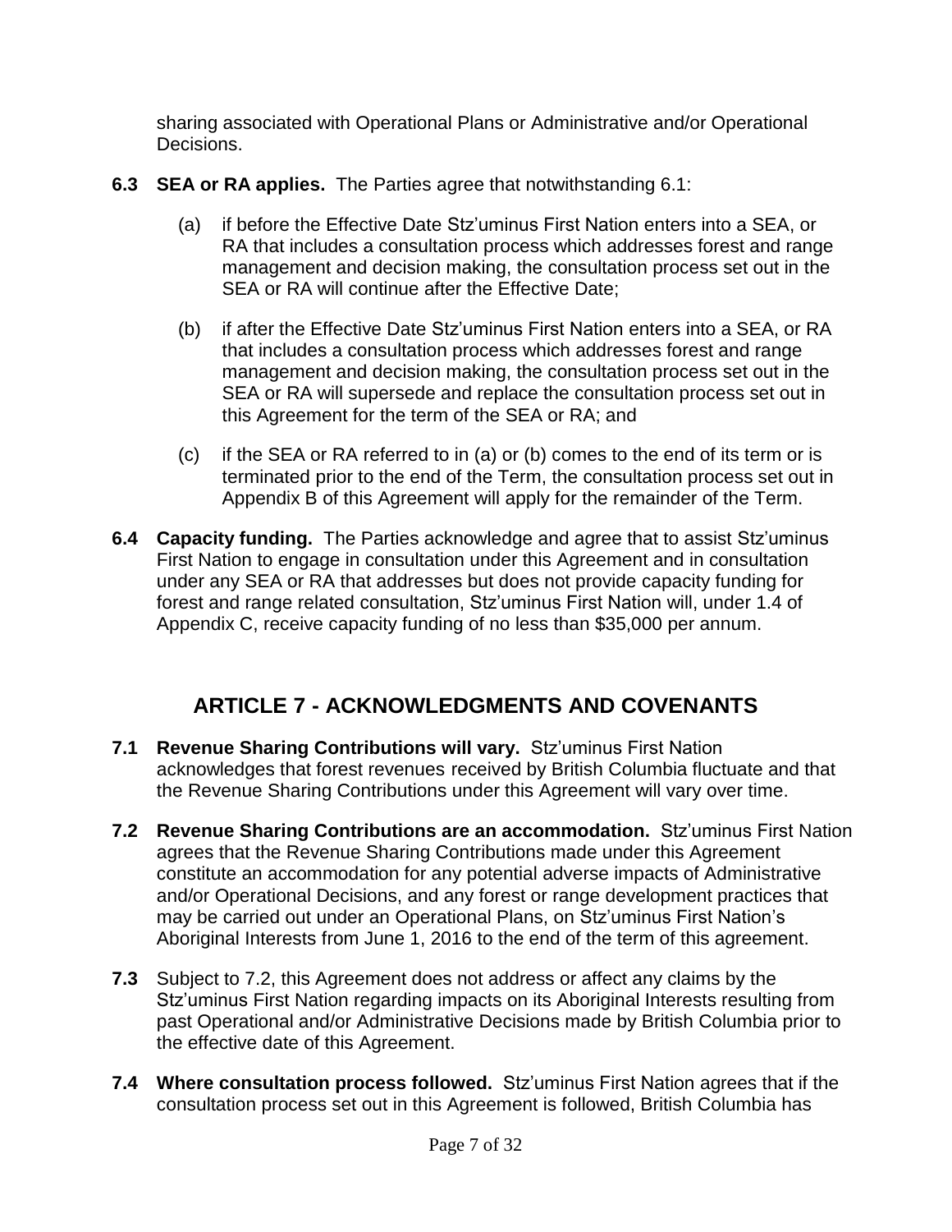sharing associated with Operational Plans or Administrative and/or Operational Decisions.

**6.3 SEA or RA applies.** The Parties agree that notwithstanding 6.1:

(a) if before the Effective Date Stz'uminus First Nation enters into a SEA, or RA that includes a consultation process which addresses forest and range management and decision making, the consultation process set out in the SEA or RA will continue after the Effective Date;

(b) if after the Effective Date Stz'uminus First Nation enters into a SEA, or RA that includes a consultation process which addresses forest and range management and decision making, the consultation process set out in the SEA or RA will supersede and replace the consultation process set out in this Agreement for the term of the SEA or RA; and

(c) if the SEA or RA referred to in (a) or (b) comes to the end of its term or is terminated prior to the end of the Term, the consultation process set out in Appendix B of this Agreement will apply for the remainder of the Term.

**6.4 Capacity funding.** The Parties acknowledge and agree that to assist Stz'uminus First Nation to engage in consultation under this Agreement and in consultation under any SEA or RA that addresses but does not provide capacity funding for forest and range related consultation, Stz'uminus First Nation will, under 1.4 of Appendix C, receive capacity funding of no less than $35,000 per annum.

## ARTICLE 7 - ACKNOWLEDGMENTS AND COVENANTS

**7.1 Revenue Sharing Contributions will vary.** Stz'uminus First Nation acknowledges that forest revenues received by British Columbia fluctuate and that the Revenue Sharing Contributions under this Agreement will vary over time.

**7.2 Revenue Sharing Contributions are an accommodation.** Stz'uminus First Nation agrees that the Revenue Sharing Contributions made under this Agreement constitute an accommodation for any potential adverse impacts of Administrative and/or Operational Decisions, and any forest or range development practices that may be carried out under an Operational Plans, on Stz'uminus First Nation's Aboriginal Interests from June 1, 2016 to the end of the term of this agreement.

**7.3** Subject to 7.2, this Agreement does not address or affect any claims by the Stz'uminus First Nation regarding impacts on its Aboriginal Interests resulting from past Operational and/or Administrative Decisions made by British Columbia prior to the effective date of this Agreement.

**7.4 Where consultation process followed.** Stz'uminus First Nation agrees that if the consultation process set out in this Agreement is followed, British Columbia has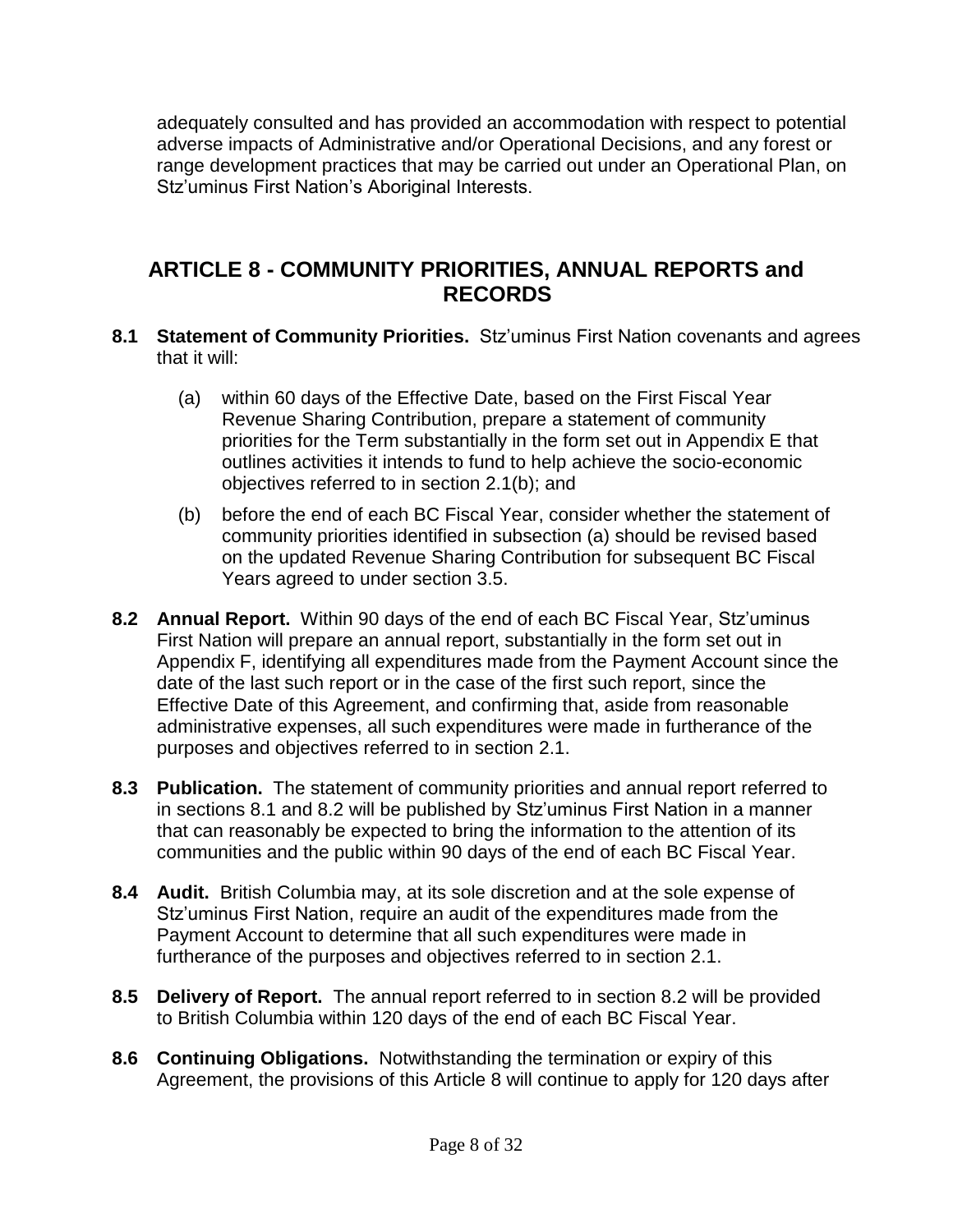adequately consulted and has provided an accommodation with respect to potential adverse impacts of Administrative and/or Operational Decisions, and any forest or range development practices that may be carried out under an Operational Plan, on Stz'uminus First Nation's Aboriginal Interests.

## ARTICLE 8 - COMMUNITY PRIORITIES, ANNUAL REPORTS and RECORDS

**8.1 Statement of Community Priorities.** Stz'uminus First Nation covenants and agrees that it will:

(a) within 60 days of the Effective Date, based on the First Fiscal Year Revenue Sharing Contribution, prepare a statement of community priorities for the Term substantially in the form set out in Appendix E that outlines activities it intends to fund to help achieve the socio-economic objectives referred to in section 2.1(b); and

(b) before the end of each BC Fiscal Year, consider whether the statement of community priorities identified in subsection (a) should be revised based on the updated Revenue Sharing Contribution for subsequent BC Fiscal Years agreed to under section 3.5.

**8.2 Annual Report.** Within 90 days of the end of each BC Fiscal Year, Stz'uminus First Nation will prepare an annual report, substantially in the form set out in Appendix F, identifying all expenditures made from the Payment Account since the date of the last such report or in the case of the first such report, since the Effective Date of this Agreement, and confirming that, aside from reasonable administrative expenses, all such expenditures were made in furtherance of the purposes and objectives referred to in section 2.1.

**8.3 Publication.** The statement of community priorities and annual report referred to in sections 8.1 and 8.2 will be published by Stz'uminus First Nation in a manner that can reasonably be expected to bring the information to the attention of its communities and the public within 90 days of the end of each BC Fiscal Year.

**8.4 Audit.** British Columbia may, at its sole discretion and at the sole expense of Stz'uminus First Nation, require an audit of the expenditures made from the Payment Account to determine that all such expenditures were made in furtherance of the purposes and objectives referred to in section 2.1.

**8.5 Delivery of Report.** The annual report referred to in section 8.2 will be provided to British Columbia within 120 days of the end of each BC Fiscal Year.

**8.6 Continuing Obligations.** Notwithstanding the termination or expiry of this Agreement, the provisions of this Article 8 will continue to apply for 120 days after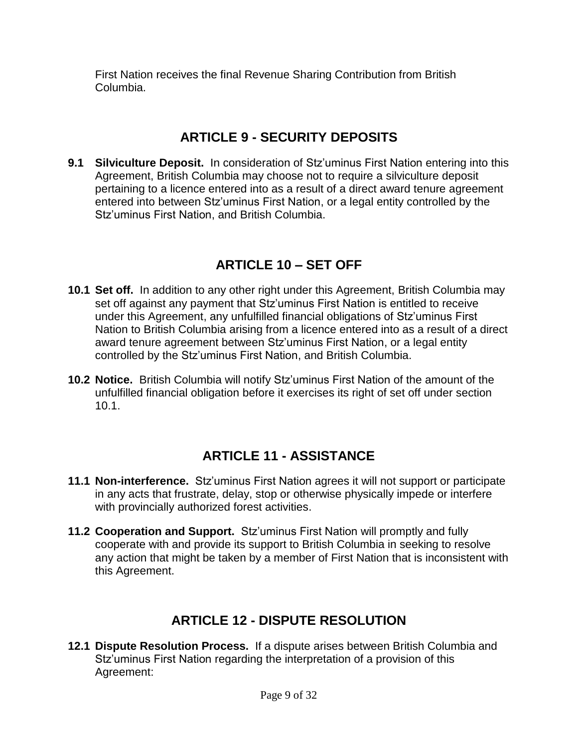First Nation receives the final Revenue Sharing Contribution from British Columbia.

## ARTICLE 9 - SECURITY DEPOSITS

**9.1 Silviculture Deposit.** In consideration of Stz'uminus First Nation entering into this Agreement, British Columbia may choose not to require a silviculture deposit pertaining to a licence entered into as a result of a direct award tenure agreement entered into between Stz'uminus First Nation, or a legal entity controlled by the Stz'uminus First Nation, and British Columbia.

## ARTICLE 10 – SET OFF

**10.1 Set off.** In addition to any other right under this Agreement, British Columbia may set off against any payment that Stz'uminus First Nation is entitled to receive under this Agreement, any unfulfilled financial obligations of Stz'uminus First Nation to British Columbia arising from a licence entered into as a result of a direct award tenure agreement between Stz'uminus First Nation, or a legal entity controlled by the Stz'uminus First Nation, and British Columbia.

**10.2 Notice.** British Columbia will notify Stz'uminus First Nation of the amount of the unfulfilled financial obligation before it exercises its right of set off under section 10.1.

## ARTICLE 11 - ASSISTANCE

**11.1 Non-interference.** Stz'uminus First Nation agrees it will not support or participate in any acts that frustrate, delay, stop or otherwise physically impede or interfere with provincially authorized forest activities.

**11.2 Cooperation and Support.** Stz'uminus First Nation will promptly and fully cooperate with and provide its support to British Columbia in seeking to resolve any action that might be taken by a member of First Nation that is inconsistent with this Agreement.

## ARTICLE 12 - DISPUTE RESOLUTION

**12.1 Dispute Resolution Process.** If a dispute arises between British Columbia and Stz'uminus First Nation regarding the interpretation of a provision of this Agreement: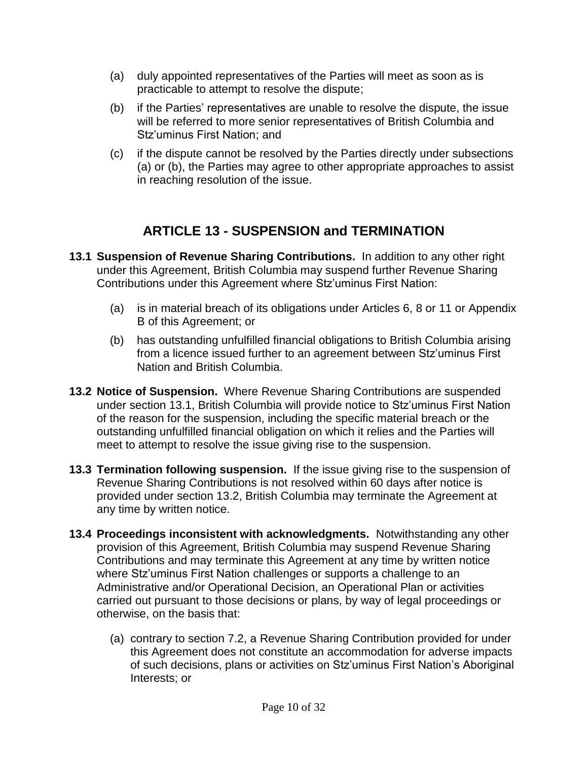(a) duly appointed representatives of the Parties will meet as soon as is practicable to attempt to resolve the dispute;

(b) if the Parties' representatives are unable to resolve the dispute, the issue will be referred to more senior representatives of British Columbia and Stz'uminus First Nation; and

(c) if the dispute cannot be resolved by the Parties directly under subsections (a) or (b), the Parties may agree to other appropriate approaches to assist in reaching resolution of the issue.

## ARTICLE 13 - SUSPENSION and TERMINATION

**13.1 Suspension of Revenue Sharing Contributions.** In addition to any other right under this Agreement, British Columbia may suspend further Revenue Sharing Contributions under this Agreement where Stz'uminus First Nation:

(a) is in material breach of its obligations under Articles 6, 8 or 11 or Appendix B of this Agreement; or

(b) has outstanding unfulfilled financial obligations to British Columbia arising from a licence issued further to an agreement between Stz'uminus First Nation and British Columbia.

**13.2 Notice of Suspension.** Where Revenue Sharing Contributions are suspended under section 13.1, British Columbia will provide notice to Stz'uminus First Nation of the reason for the suspension, including the specific material breach or the outstanding unfulfilled financial obligation on which it relies and the Parties will meet to attempt to resolve the issue giving rise to the suspension.

**13.3 Termination following suspension.** If the issue giving rise to the suspension of Revenue Sharing Contributions is not resolved within 60 days after notice is provided under section 13.2, British Columbia may terminate the Agreement at any time by written notice.

**13.4 Proceedings inconsistent with acknowledgments.** Notwithstanding any other provision of this Agreement, British Columbia may suspend Revenue Sharing Contributions and may terminate this Agreement at any time by written notice where Stz'uminus First Nation challenges or supports a challenge to an Administrative and/or Operational Decision, an Operational Plan or activities carried out pursuant to those decisions or plans, by way of legal proceedings or otherwise, on the basis that:

(a) contrary to section 7.2, a Revenue Sharing Contribution provided for under this Agreement does not constitute an accommodation for adverse impacts of such decisions, plans or activities on Stz'uminus First Nation's Aboriginal Interests; or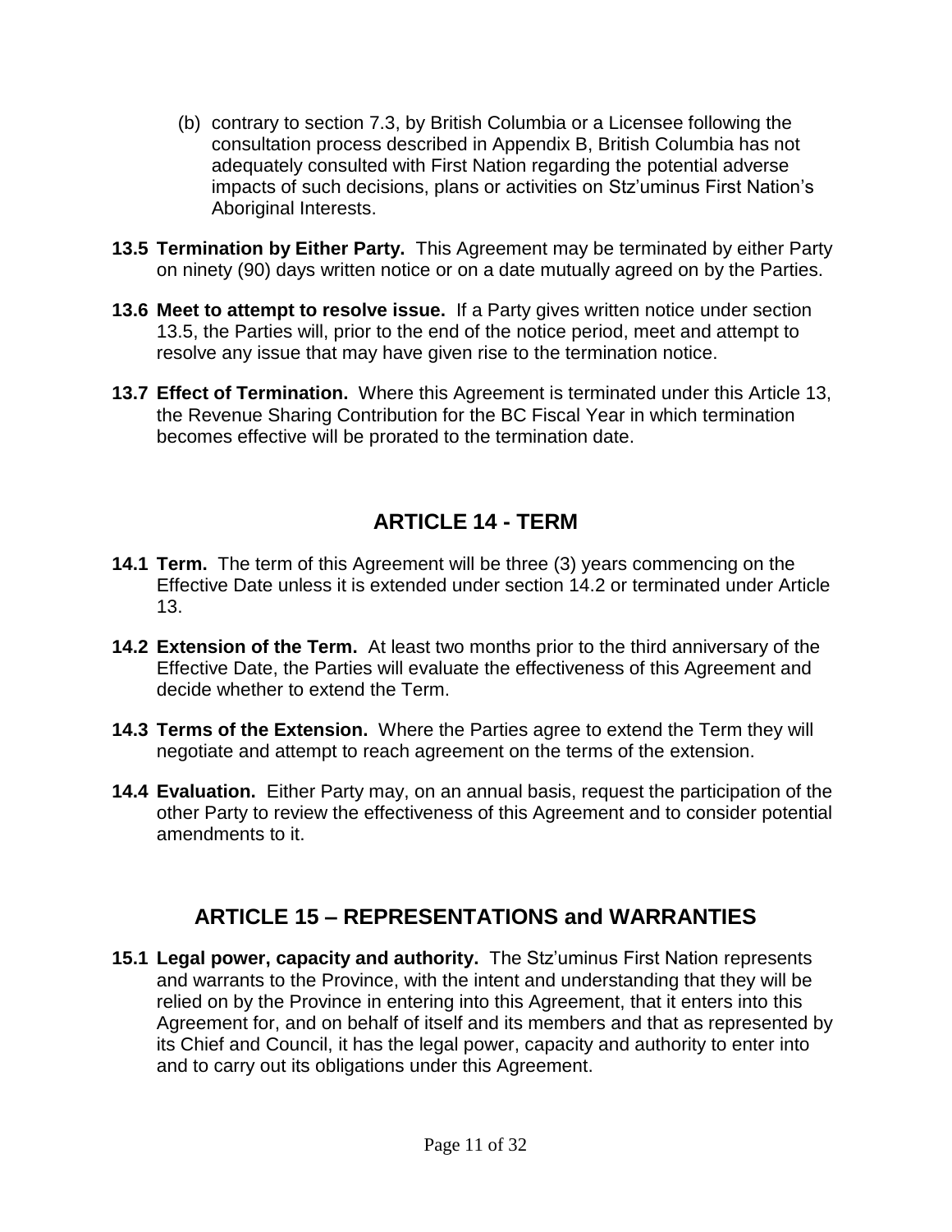(b) contrary to section 7.3, by British Columbia or a Licensee following the consultation process described in Appendix B, British Columbia has not adequately consulted with First Nation regarding the potential adverse impacts of such decisions, plans or activities on Stz'uminus First Nation's Aboriginal Interests.

**13.5 Termination by Either Party.** This Agreement may be terminated by either Party on ninety (90) days written notice or on a date mutually agreed on by the Parties.

**13.6 Meet to attempt to resolve issue.** If a Party gives written notice under section 13.5, the Parties will, prior to the end of the notice period, meet and attempt to resolve any issue that may have given rise to the termination notice.

**13.7 Effect of Termination.** Where this Agreement is terminated under this Article 13, the Revenue Sharing Contribution for the BC Fiscal Year in which termination becomes effective will be prorated to the termination date.

## ARTICLE 14 - TERM

**14.1 Term.** The term of this Agreement will be three (3) years commencing on the Effective Date unless it is extended under section 14.2 or terminated under Article 13.

**14.2 Extension of the Term.** At least two months prior to the third anniversary of the Effective Date, the Parties will evaluate the effectiveness of this Agreement and decide whether to extend the Term.

**14.3 Terms of the Extension.** Where the Parties agree to extend the Term they will negotiate and attempt to reach agreement on the terms of the extension.

**14.4 Evaluation.** Either Party may, on an annual basis, request the participation of the other Party to review the effectiveness of this Agreement and to consider potential amendments to it.

## ARTICLE 15 – REPRESENTATIONS and WARRANTIES

**15.1 Legal power, capacity and authority.** The Stz'uminus First Nation represents and warrants to the Province, with the intent and understanding that they will be relied on by the Province in entering into this Agreement, that it enters into this Agreement for, and on behalf of itself and its members and that as represented by its Chief and Council, it has the legal power, capacity and authority to enter into and to carry out its obligations under this Agreement.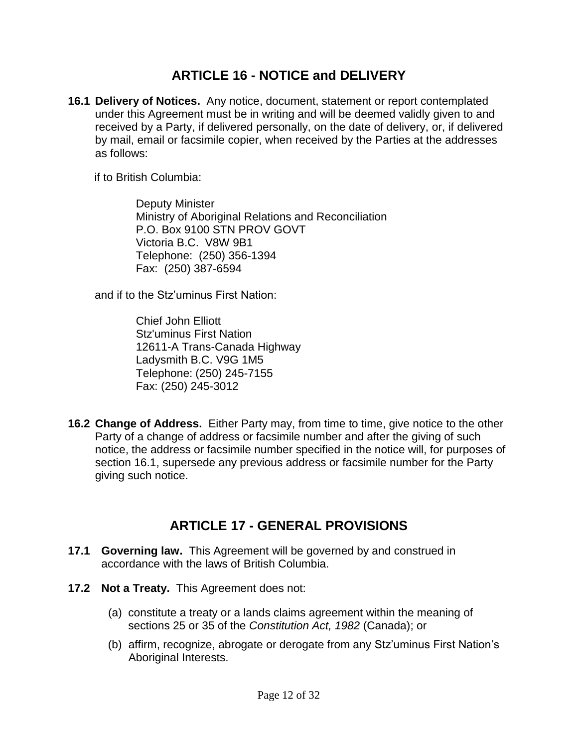## ARTICLE 16 - NOTICE and DELIVERY

**16.1 Delivery of Notices.** Any notice, document, statement or report contemplated under this Agreement must be in writing and will be deemed validly given to and received by a Party, if delivered personally, on the date of delivery, or, if delivered by mail, email or facsimile copier, when received by the Parties at the addresses as follows:

if to British Columbia:

> Deputy Minister
> Ministry of Aboriginal Relations and Reconciliation
> P.O. Box 9100 STN PROV GOVT
> Victoria B.C. V8W 9B1
> Telephone: (250) 356-1394
> Fax: (250) 387-6594

and if to the Stz'uminus First Nation:

> Chief John Elliott
> Stz'uminus First Nation
> 12611-A Trans-Canada Highway
> Ladysmith B.C. V9G 1M5
> Telephone: (250) 245-7155
> Fax: (250) 245-3012

**16.2 Change of Address.** Either Party may, from time to time, give notice to the other Party of a change of address or facsimile number and after the giving of such notice, the address or facsimile number specified in the notice will, for purposes of section 16.1, supersede any previous address or facsimile number for the Party giving such notice.

## ARTICLE 17 - GENERAL PROVISIONS

**17.1 Governing law.** This Agreement will be governed by and construed in accordance with the laws of British Columbia.

**17.2 Not a Treaty.** This Agreement does not:

(a) constitute a treaty or a lands claims agreement within the meaning of sections 25 or 35 of the *Constitution Act, 1982* (Canada); or

(b) affirm, recognize, abrogate or derogate from any Stz'uminus First Nation's Aboriginal Interests.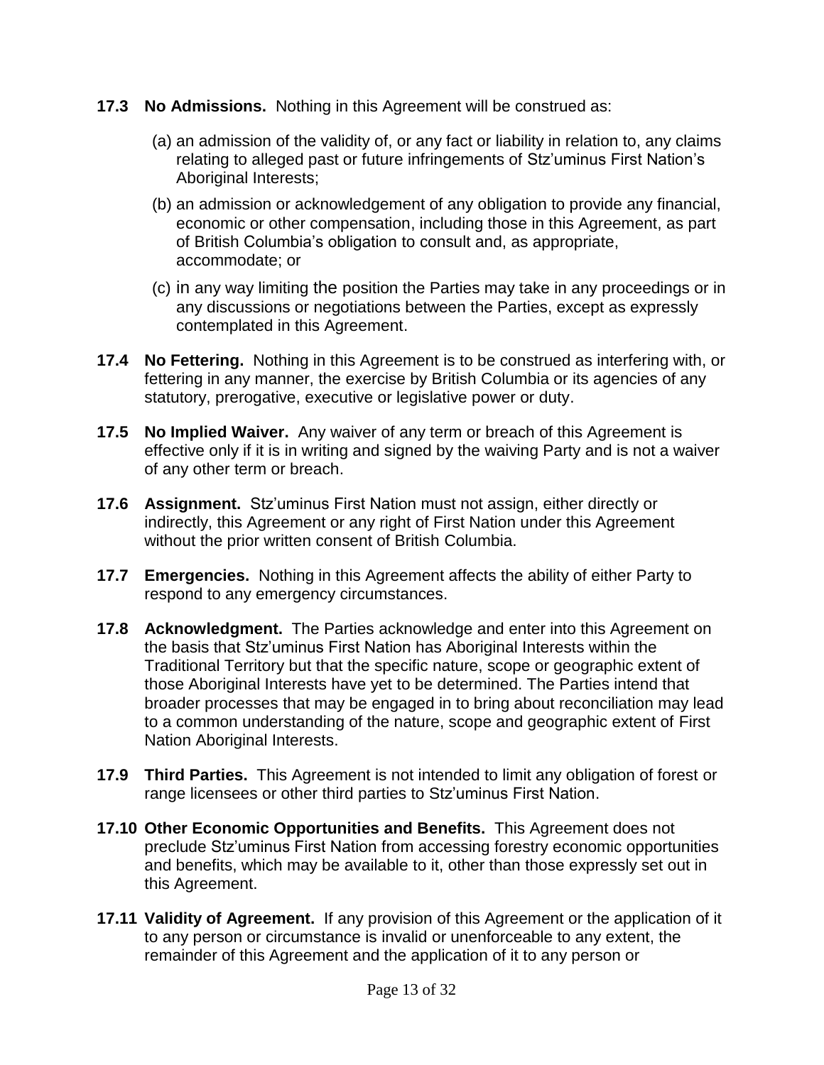**17.3 No Admissions.** Nothing in this Agreement will be construed as:

(a) an admission of the validity of, or any fact or liability in relation to, any claims relating to alleged past or future infringements of Stz'uminus First Nation's Aboriginal Interests;

(b) an admission or acknowledgement of any obligation to provide any financial, economic or other compensation, including those in this Agreement, as part of British Columbia's obligation to consult and, as appropriate, accommodate; or

(c) in any way limiting the position the Parties may take in any proceedings or in any discussions or negotiations between the Parties, except as expressly contemplated in this Agreement.

**17.4 No Fettering.** Nothing in this Agreement is to be construed as interfering with, or fettering in any manner, the exercise by British Columbia or its agencies of any statutory, prerogative, executive or legislative power or duty.

**17.5 No Implied Waiver.** Any waiver of any term or breach of this Agreement is effective only if it is in writing and signed by the waiving Party and is not a waiver of any other term or breach.

**17.6 Assignment.** Stz'uminus First Nation must not assign, either directly or indirectly, this Agreement or any right of First Nation under this Agreement without the prior written consent of British Columbia.

**17.7 Emergencies.** Nothing in this Agreement affects the ability of either Party to respond to any emergency circumstances.

**17.8 Acknowledgment.** The Parties acknowledge and enter into this Agreement on the basis that Stz'uminus First Nation has Aboriginal Interests within the Traditional Territory but that the specific nature, scope or geographic extent of those Aboriginal Interests have yet to be determined. The Parties intend that broader processes that may be engaged in to bring about reconciliation may lead to a common understanding of the nature, scope and geographic extent of First Nation Aboriginal Interests.

**17.9 Third Parties.** This Agreement is not intended to limit any obligation of forest or range licensees or other third parties to Stz'uminus First Nation.

**17.10 Other Economic Opportunities and Benefits.** This Agreement does not preclude Stz'uminus First Nation from accessing forestry economic opportunities and benefits, which may be available to it, other than those expressly set out in this Agreement.

**17.11 Validity of Agreement.** If any provision of this Agreement or the application of it to any person or circumstance is invalid or unenforceable to any extent, the remainder of this Agreement and the application of it to any person or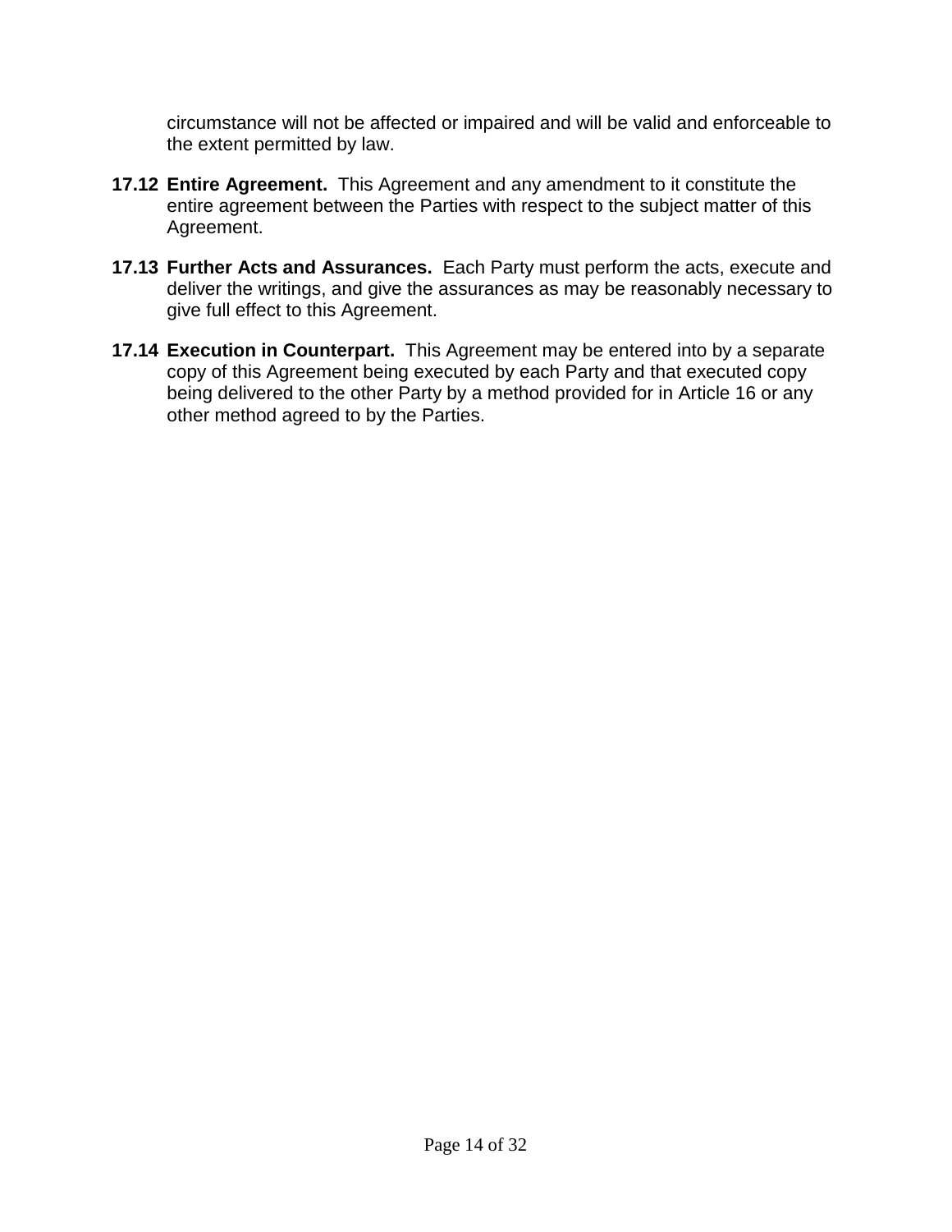circumstance will not be affected or impaired and will be valid and enforceable to the extent permitted by law.

**17.12 Entire Agreement.** This Agreement and any amendment to it constitute the entire agreement between the Parties with respect to the subject matter of this Agreement.

**17.13 Further Acts and Assurances.** Each Party must perform the acts, execute and deliver the writings, and give the assurances as may be reasonably necessary to give full effect to this Agreement.

**17.14 Execution in Counterpart.** This Agreement may be entered into by a separate copy of this Agreement being executed by each Party and that executed copy being delivered to the other Party by a method provided for in Article 16 or any other method agreed to by the Parties.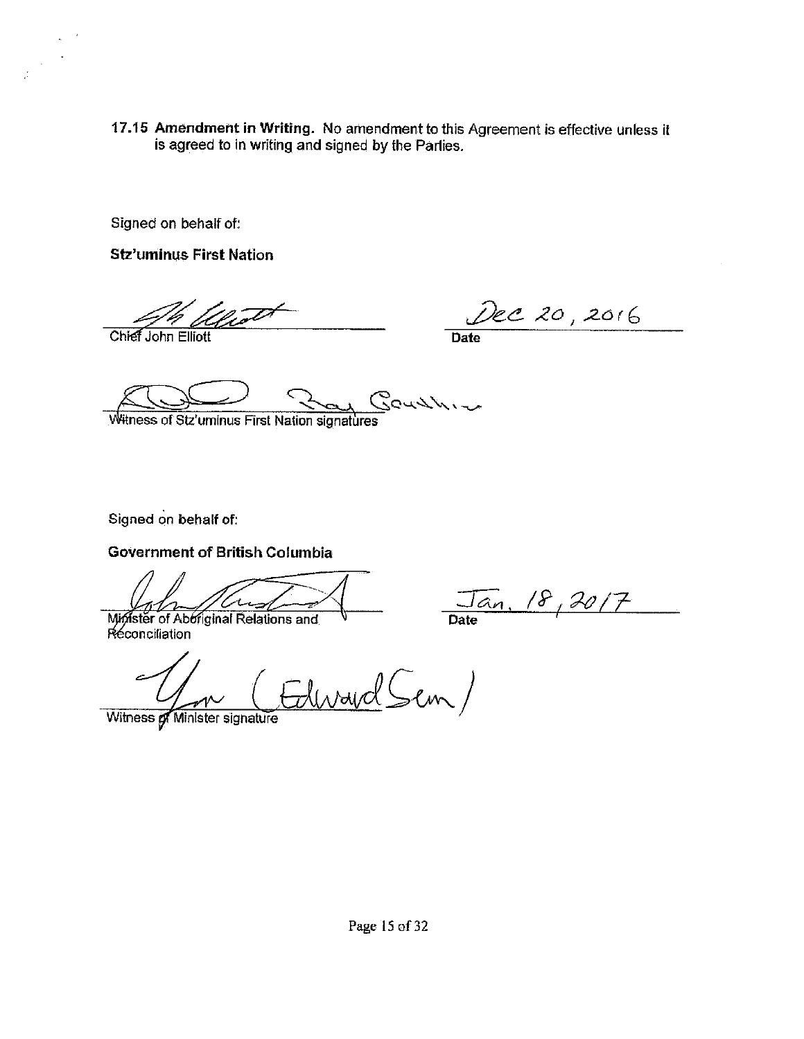**17.15 Amendment in Writing.** No amendment to this Agreement is effective unless it is agreed to in writing and signed by the Parties.

Signed on behalf of:

**Stz'uminus First Nation**

Chief John Elliott

Dec 20, 2016
**Date**

Ray Gourlin

Witness of Stz'uminus First Nation signatures

Signed on behalf of:

**Government of British Columbia**

Minister of Aboriginal Relations and Reconciliation

Jan. 18, 2017
**Date**

(Edward Sem)

Witness of Minister signature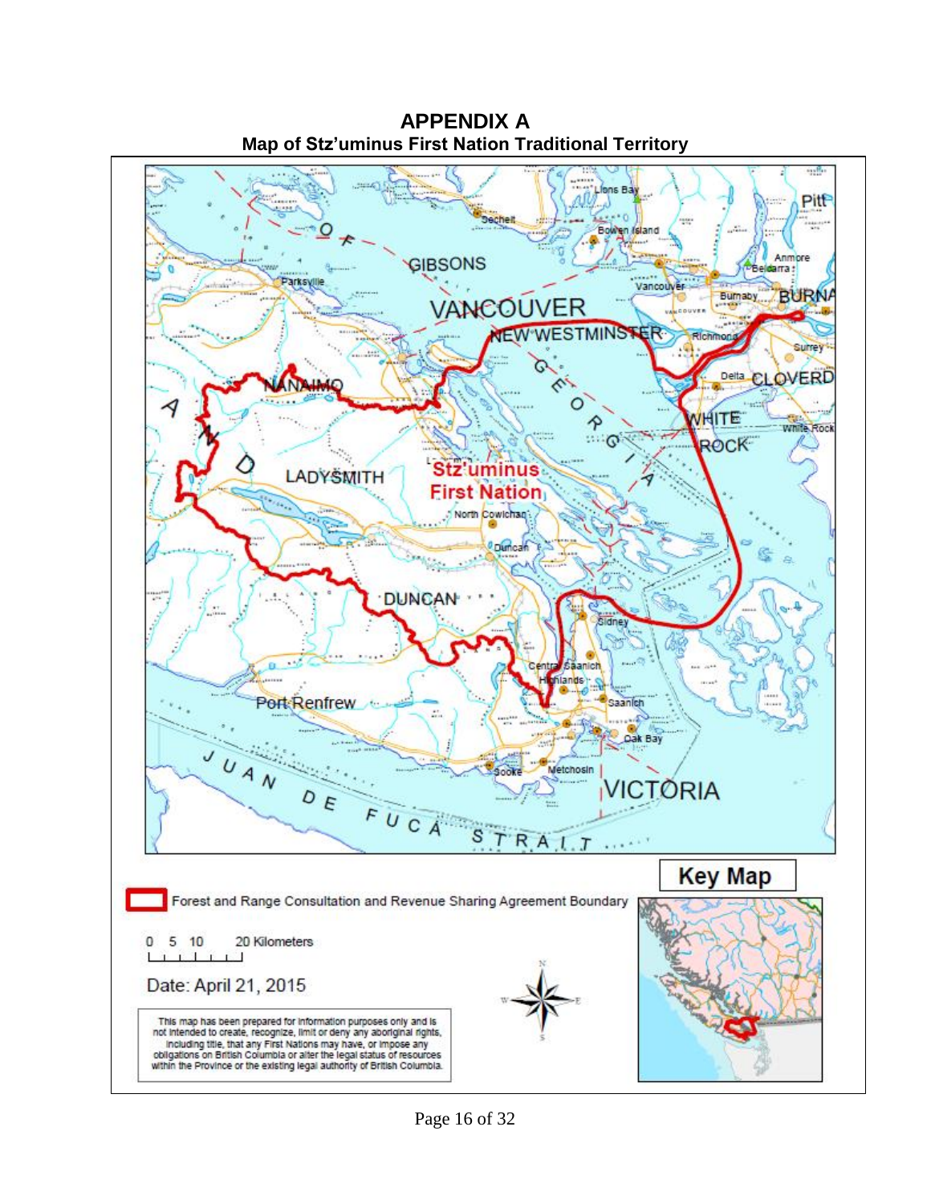# APPENDIX A

## Map of Stz'uminus First Nation Traditional Territory

Forest and Range Consultation and Revenue Sharing Agreement Boundary

0 5 10 20 Kilometers

Date: April 21, 2015

Key Map

This map has been prepared for information purposes only and is not intended to create, recognize, limit or deny any aboriginal rights, including title, that any First Nations may have, or impose any obligations on British Columbia or alter the legal status of resources within the Province or the existing legal authority of British Columbia.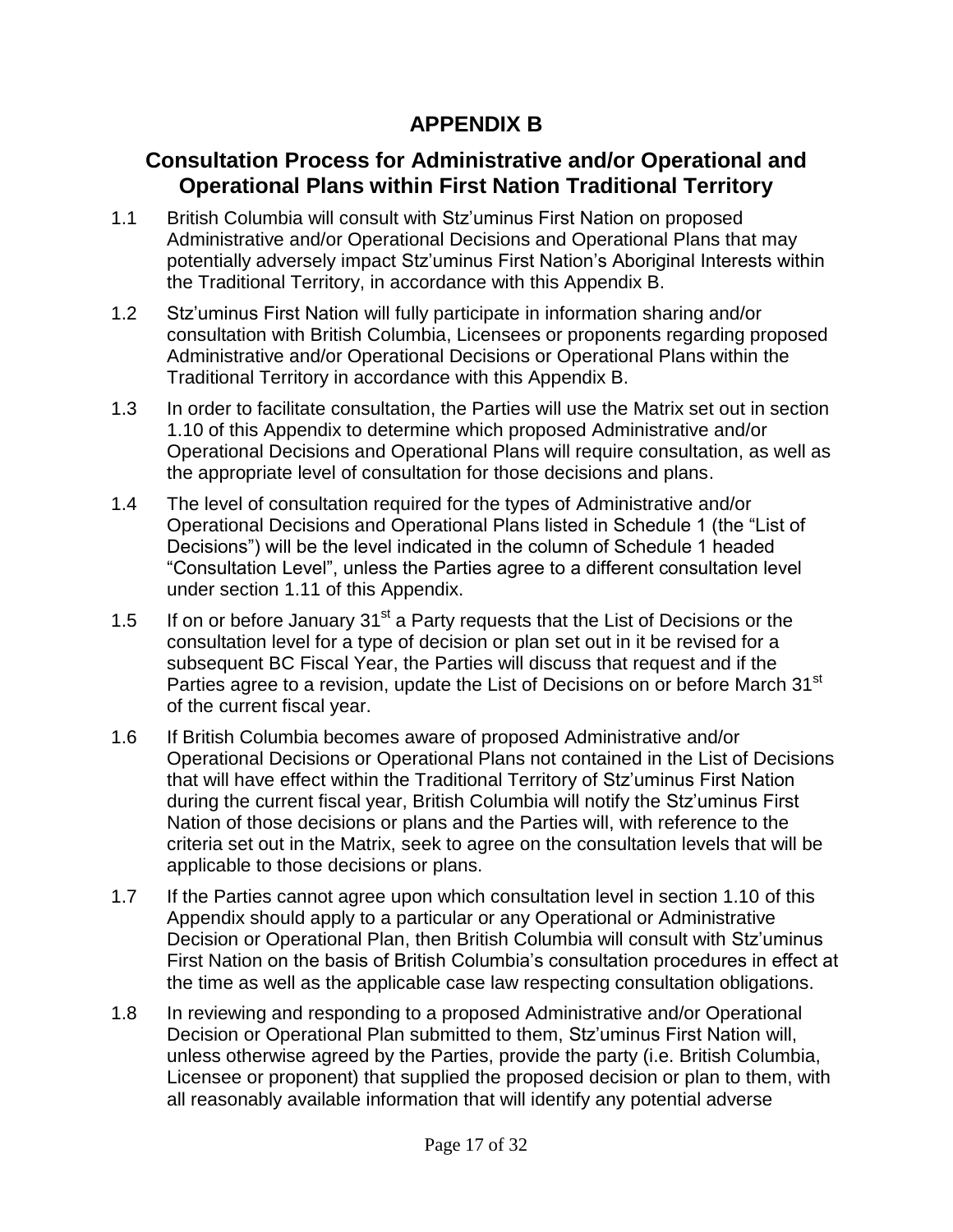# APPENDIX B

## Consultation Process for Administrative and/or Operational and Operational Plans within First Nation Traditional Territory

1.1 British Columbia will consult with Stz'uminus First Nation on proposed Administrative and/or Operational Decisions and Operational Plans that may potentially adversely impact Stz'uminus First Nation's Aboriginal Interests within the Traditional Territory, in accordance with this Appendix B.

1.2 Stz'uminus First Nation will fully participate in information sharing and/or consultation with British Columbia, Licensees or proponents regarding proposed Administrative and/or Operational Decisions or Operational Plans within the Traditional Territory in accordance with this Appendix B.

1.3 In order to facilitate consultation, the Parties will use the Matrix set out in section 1.10 of this Appendix to determine which proposed Administrative and/or Operational Decisions and Operational Plans will require consultation, as well as the appropriate level of consultation for those decisions and plans.

1.4 The level of consultation required for the types of Administrative and/or Operational Decisions and Operational Plans listed in Schedule 1 (the "List of Decisions") will be the level indicated in the column of Schedule 1 headed "Consultation Level", unless the Parties agree to a different consultation level under section 1.11 of this Appendix.

1.5 If on or before January 31st a Party requests that the List of Decisions or the consultation level for a type of decision or plan set out in it be revised for a subsequent BC Fiscal Year, the Parties will discuss that request and if the Parties agree to a revision, update the List of Decisions on or before March 31st of the current fiscal year.

1.6 If British Columbia becomes aware of proposed Administrative and/or Operational Decisions or Operational Plans not contained in the List of Decisions that will have effect within the Traditional Territory of Stz'uminus First Nation during the current fiscal year, British Columbia will notify the Stz'uminus First Nation of those decisions or plans and the Parties will, with reference to the criteria set out in the Matrix, seek to agree on the consultation levels that will be applicable to those decisions or plans.

1.7 If the Parties cannot agree upon which consultation level in section 1.10 of this Appendix should apply to a particular or any Operational or Administrative Decision or Operational Plan, then British Columbia will consult with Stz'uminus First Nation on the basis of British Columbia's consultation procedures in effect at the time as well as the applicable case law respecting consultation obligations.

1.8 In reviewing and responding to a proposed Administrative and/or Operational Decision or Operational Plan submitted to them, Stz'uminus First Nation will, unless otherwise agreed by the Parties, provide the party (i.e. British Columbia, Licensee or proponent) that supplied the proposed decision or plan to them, with all reasonably available information that will identify any potential adverse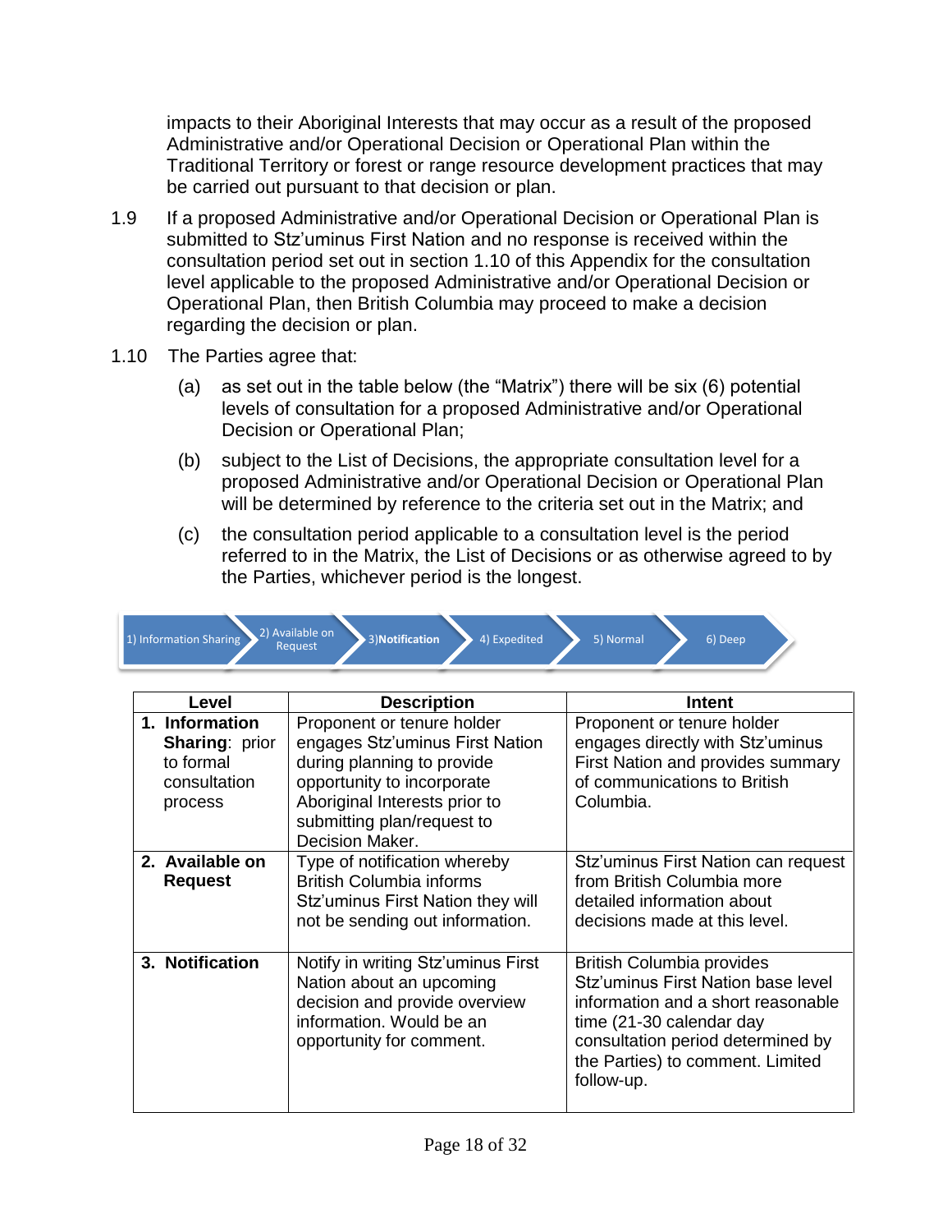impacts to their Aboriginal Interests that may occur as a result of the proposed Administrative and/or Operational Decision or Operational Plan within the Traditional Territory or forest or range resource development practices that may be carried out pursuant to that decision or plan.

1.9 If a proposed Administrative and/or Operational Decision or Operational Plan is submitted to Stz'uminus First Nation and no response is received within the consultation period set out in section 1.10 of this Appendix for the consultation level applicable to the proposed Administrative and/or Operational Decision or Operational Plan, then British Columbia may proceed to make a decision regarding the decision or plan.

1.10 The Parties agree that:

(a) as set out in the table below (the "Matrix") there will be six (6) potential levels of consultation for a proposed Administrative and/or Operational Decision or Operational Plan;

(b) subject to the List of Decisions, the appropriate consultation level for a proposed Administrative and/or Operational Decision or Operational Plan will be determined by reference to the criteria set out in the Matrix; and

(c) the consultation period applicable to a consultation level is the period referred to in the Matrix, the List of Decisions or as otherwise agreed to by the Parties, whichever period is the longest.

1) Information Sharing → 2) Available on Request → 3) **Notification** → 4) Expedited → 5) Normal → 6) Deep

| Level | Description | Intent |
|---|---|---|
| 1. **Information Sharing**: prior to formal consultation process | Proponent or tenure holder engages Stz'uminus First Nation during planning to provide opportunity to incorporate Aboriginal Interests prior to submitting plan/request to Decision Maker. | Proponent or tenure holder engages directly with Stz'uminus First Nation and provides summary of communications to British Columbia. |
| 2. **Available on Request** | Type of notification whereby British Columbia informs Stz'uminus First Nation they will not be sending out information. | Stz'uminus First Nation can request from British Columbia more detailed information about decisions made at this level. |
| 3. **Notification** | Notify in writing Stz'uminus First Nation about an upcoming decision and provide overview information. Would be an opportunity for comment. | British Columbia provides Stz'uminus First Nation base level information and a short reasonable time (21-30 calendar day consultation period determined by the Parties) to comment. Limited follow-up. |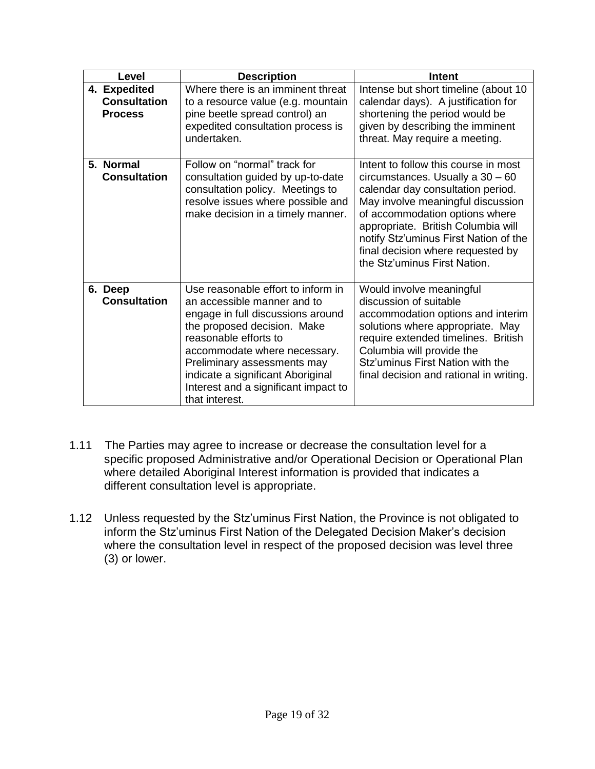| Level | Description | Intent |
|---|---|---|
| **4. Expedited Consultation Process** | Where there is an imminent threat to a resource value (e.g. mountain pine beetle spread control) an expedited consultation process is undertaken. | Intense but short timeline (about 10 calendar days). A justification for shortening the period would be given by describing the imminent threat. May require a meeting. |
| **5. Normal Consultation** | Follow on "normal" track for consultation guided by up-to-date consultation policy. Meetings to resolve issues where possible and make decision in a timely manner. | Intent to follow this course in most circumstances. Usually a 30 – 60 calendar day consultation period. May involve meaningful discussion of accommodation options where appropriate. British Columbia will notify Stz'uminus First Nation of the final decision where requested by the Stz'uminus First Nation. |
| **6. Deep Consultation** | Use reasonable effort to inform in an accessible manner and to engage in full discussions around the proposed decision. Make reasonable efforts to accommodate where necessary. Preliminary assessments may indicate a significant Aboriginal Interest and a significant impact to that interest. | Would involve meaningful discussion of suitable accommodation options and interim solutions where appropriate. May require extended timelines. British Columbia will provide the Stz'uminus First Nation with the final decision and rational in writing. |

1.11 The Parties may agree to increase or decrease the consultation level for a specific proposed Administrative and/or Operational Decision or Operational Plan where detailed Aboriginal Interest information is provided that indicates a different consultation level is appropriate.

1.12 Unless requested by the Stz'uminus First Nation, the Province is not obligated to inform the Stz'uminus First Nation of the Delegated Decision Maker's decision where the consultation level in respect of the proposed decision was level three (3) or lower.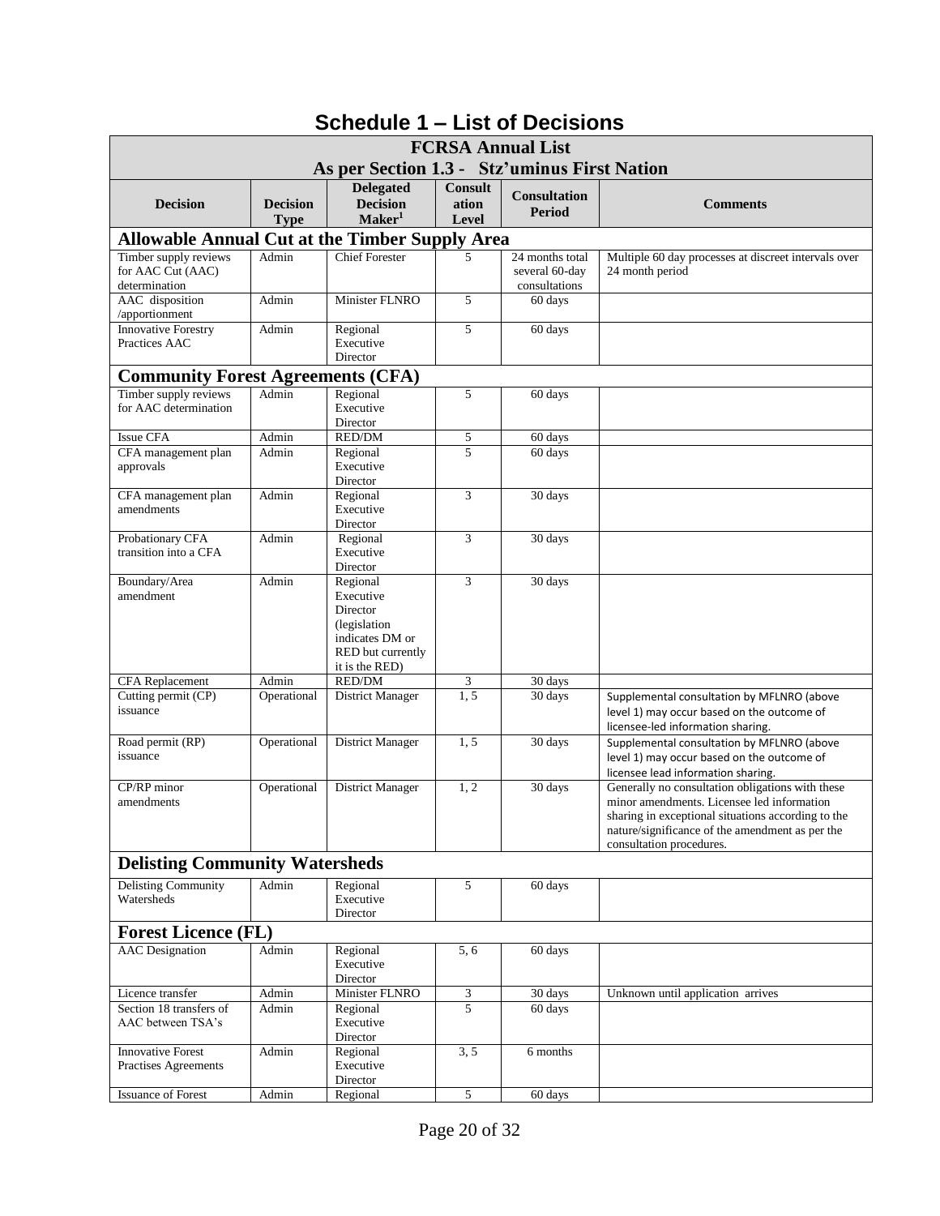# Schedule 1 – List of Decisions

| FCRSA Annual List<br>As per Section 1.3 - Stz'uminus First Nation | | | | | |
|---|---|---|---|---|---|
| **Decision** | **Decision Type** | **Delegated Decision Maker[1]** | **Consultation Level** | **Consultation Period** | **Comments** |
| **Allowable Annual Cut at the Timber Supply Area** | | | | | |
| Timber supply reviews for AAC Cut (AAC) determination | Admin | Chief Forester | 5 | 24 months total several 60-day consultations | Multiple 60 day processes at discreet intervals over 24 month period |
| AAC disposition /apportionment | Admin | Minister FLNRO | 5 | 60 days | |
| Innovative Forestry Practices AAC | Admin | Regional Executive Director | 5 | 60 days | |
| **Community Forest Agreements (CFA)** | | | | | |
| Timber supply reviews for AAC determination | Admin | Regional Executive Director | 5 | 60 days | |
| Issue CFA | Admin | RED/DM | 5 | 60 days | |
| CFA management plan approvals | Admin | Regional Executive Director | 5 | 60 days | |
| CFA management plan amendments | Admin | Regional Executive Director | 3 | 30 days | |
| Probationary CFA transition into a CFA | Admin | Regional Executive Director | 3 | 30 days | |
| Boundary/Area amendment | Admin | Regional Executive Director (legislation indicates DM or RED but currently it is the RED) | 3 | 30 days | |
| CFA Replacement | Admin | RED/DM | 3 | 30 days | |
| Cutting permit (CP) issuance | Operational | District Manager | 1, 5 | 30 days | Supplemental consultation by MFLNRO (above level 1) may occur based on the outcome of licensee-led information sharing. |
| Road permit (RP) issuance | Operational | District Manager | 1, 5 | 30 days | Supplemental consultation by MFLNRO (above level 1) may occur based on the outcome of licensee lead information sharing. |
| CP/RP minor amendments | Operational | District Manager | 1, 2 | 30 days | Generally no consultation obligations with these minor amendments. Licensee led information sharing in exceptional situations according to the nature/significance of the amendment as per the consultation procedures. |
| **Delisting Community Watersheds** | | | | | |
| Delisting Community Watersheds | Admin | Regional Executive Director | 5 | 60 days | |
| **Forest Licence (FL)** | | | | | |
| AAC Designation | Admin | Regional Executive Director | 5, 6 | 60 days | |
| Licence transfer | Admin | Minister FLNRO | 3 | 30 days | Unknown until application arrives |
| Section 18 transfers of AAC between TSA's | Admin | Regional Executive Director | 5 | 60 days | |
| Innovative Forest Practises Agreements | Admin | Regional Executive Director | 3, 5 | 6 months | |
| Issuance of Forest | Admin | Regional | 5 | 60 days | |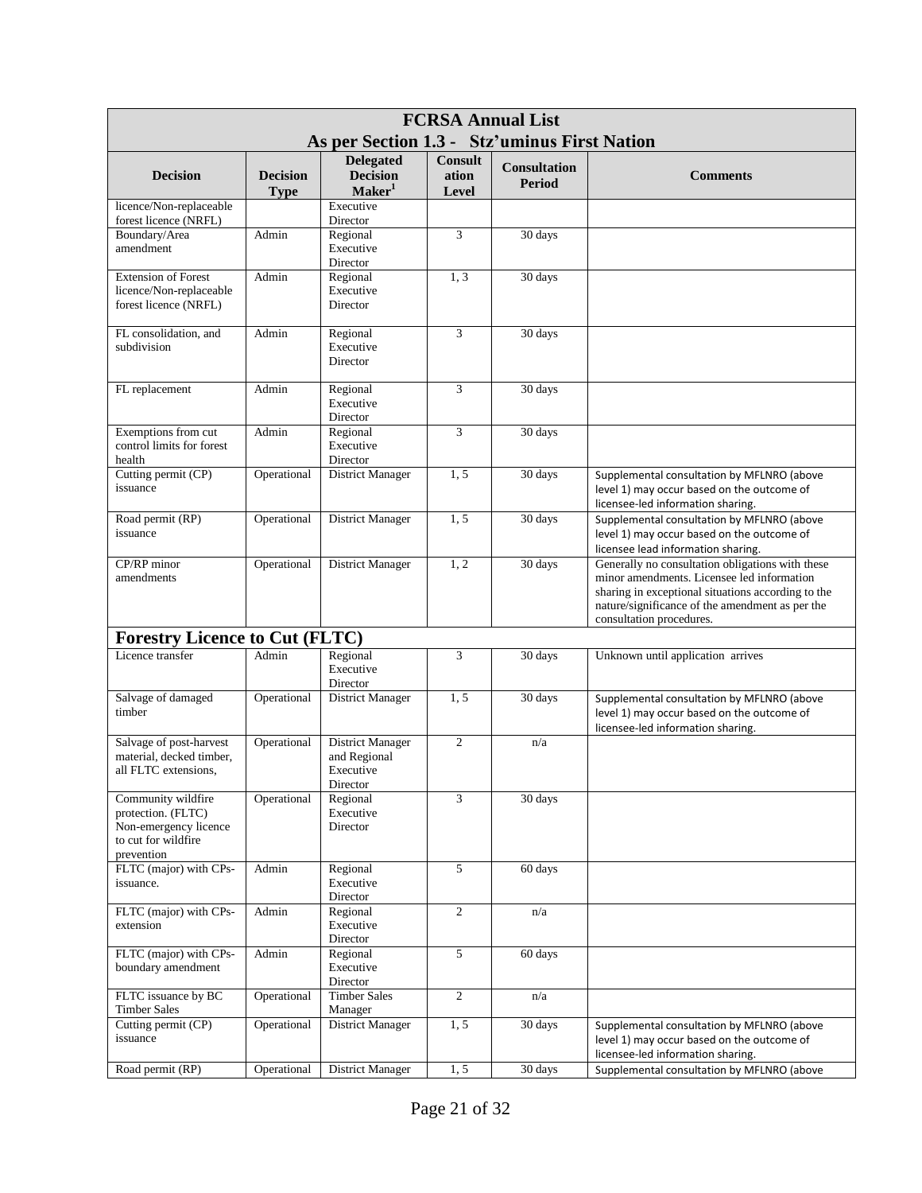| FCRSA Annual List As per Section 1.3 - Stz'uminus First Nation | | | | | |
|---|---|---|---|---|---|
| **Decision** | **Decision Type** | **Delegated Decision Maker**[1] | **Consultation Level** | **Consultation Period** | **Comments** |
| licence/Non-replaceable forest licence (NRFL) | | Executive Director | | | |
| Boundary/Area amendment | Admin | Regional Executive Director | 3 | 30 days | |
| Extension of Forest licence/Non-replaceable forest licence (NRFL) | Admin | Regional Executive Director | 1, 3 | 30 days | |
| FL consolidation, and subdivision | Admin | Regional Executive Director | 3 | 30 days | |
| FL replacement | Admin | Regional Executive Director | 3 | 30 days | |
| Exemptions from cut control limits for forest health | Admin | Regional Executive Director | 3 | 30 days | |
| Cutting permit (CP) issuance | Operational | District Manager | 1, 5 | 30 days | Supplemental consultation by MFLNRO (above level 1) may occur based on the outcome of licensee-led information sharing. |
| Road permit (RP) issuance | Operational | District Manager | 1, 5 | 30 days | Supplemental consultation by MFLNRO (above level 1) may occur based on the outcome of licensee lead information sharing. |
| CP/RP minor amendments | Operational | District Manager | 1, 2 | 30 days | Generally no consultation obligations with these minor amendments. Licensee led information sharing in exceptional situations according to the nature/significance of the amendment as per the consultation procedures. |
| **Forestry Licence to Cut (FLTC)** | | | | | |
| Licence transfer | Admin | Regional Executive Director | 3 | 30 days | Unknown until application arrives |
| Salvage of damaged timber | Operational | District Manager | 1, 5 | 30 days | Supplemental consultation by MFLNRO (above level 1) may occur based on the outcome of licensee-led information sharing. |
| Salvage of post-harvest material, decked timber, all FLTC extensions, | Operational | District Manager and Regional Executive Director | 2 | n/a | |
| Community wildfire protection. (FLTC) Non-emergency licence to cut for wildfire prevention | Operational | Regional Executive Director | 3 | 30 days | |
| FLTC (major) with CPs- issuance. | Admin | Regional Executive Director | 5 | 60 days | |
| FLTC (major) with CPs- extension | Admin | Regional Executive Director | 2 | n/a | |
| FLTC (major) with CPs- boundary amendment | Admin | Regional Executive Director | 5 | 60 days | |
| FLTC issuance by BC Timber Sales | Operational | Timber Sales Manager | 2 | n/a | |
| Cutting permit (CP) issuance | Operational | District Manager | 1, 5 | 30 days | Supplemental consultation by MFLNRO (above level 1) may occur based on the outcome of licensee-led information sharing. |
| Road permit (RP) | Operational | District Manager | 1, 5 | 30 days | Supplemental consultation by MFLNRO (above |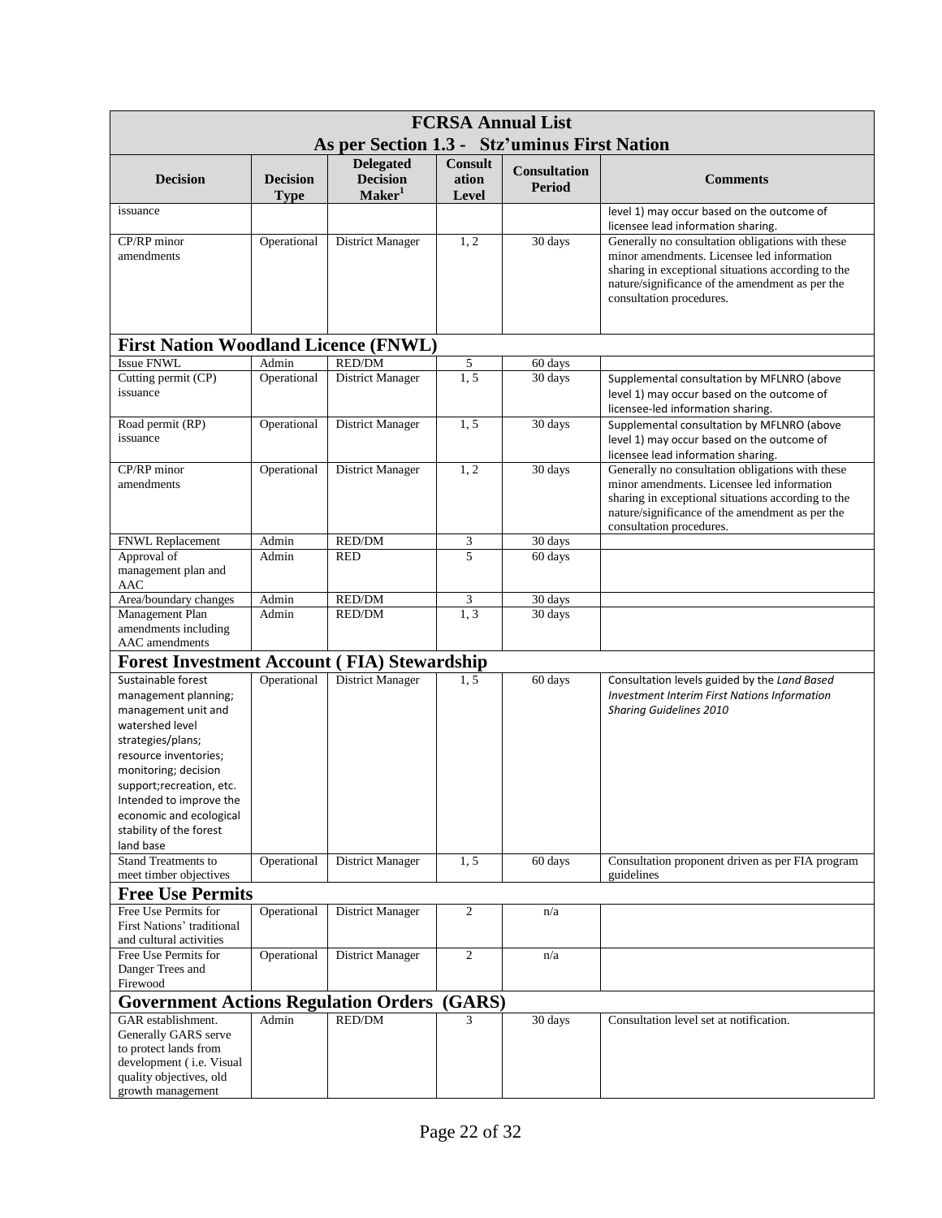| FCRSA Annual List As per Section 1.3 - Stz'uminus First Nation | | | | | |
|---|---|---|---|---|---|
| **Decision** | **Decision Type** | **Delegated Decision Maker**[1] | **Consultation Level** | **Consultation Period** | **Comments** |
| issuance | | | | | level 1) may occur based on the outcome of licensee lead information sharing. |
| CP/RP minor amendments | Operational | District Manager | 1, 2 | 30 days | Generally no consultation obligations with these minor amendments. Licensee led information sharing in exceptional situations according to the nature/significance of the amendment as per the consultation procedures. |
| **First Nation Woodland Licence (FNWL)** | | | | | |
| Issue FNWL | Admin | RED/DM | 5 | 60 days | |
| Cutting permit (CP) issuance | Operational | District Manager | 1, 5 | 30 days | Supplemental consultation by MFLNRO (above level 1) may occur based on the outcome of licensee-led information sharing. |
| Road permit (RP) issuance | Operational | District Manager | 1, 5 | 30 days | Supplemental consultation by MFLNRO (above level 1) may occur based on the outcome of licensee lead information sharing. |
| CP/RP minor amendments | Operational | District Manager | 1, 2 | 30 days | Generally no consultation obligations with these minor amendments. Licensee led information sharing in exceptional situations according to the nature/significance of the amendment as per the consultation procedures. |
| FNWL Replacement | Admin | RED/DM | 3 | 30 days | |
| Approval of management plan and AAC | Admin | RED | 5 | 60 days | |
| Area/boundary changes | Admin | RED/DM | 3 | 30 days | |
| Management Plan amendments including AAC amendments | Admin | RED/DM | 1, 3 | 30 days | |
| **Forest Investment Account ( FIA) Stewardship** | | | | | |
| Sustainable forest management planning; management unit and watershed level strategies/plans; resource inventories; monitoring; decision support;recreation, etc. Intended to improve the economic and ecological stability of the forest land base | Operational | District Manager | 1, 5 | 60 days | Consultation levels guided by the *Land Based Investment Interim First Nations Information Sharing Guidelines 2010* |
| Stand Treatments to meet timber objectives | Operational | District Manager | 1, 5 | 60 days | Consultation proponent driven as per FIA program guidelines |
| **Free Use Permits** | | | | | |
| Free Use Permits for First Nations' traditional and cultural activities | Operational | District Manager | 2 | n/a | |
| Free Use Permits for Danger Trees and Firewood | Operational | District Manager | 2 | n/a | |
| **Government Actions Regulation Orders (GARS)** | | | | | |
| GAR establishment. Generally GARS serve to protect lands from development ( i.e. Visual quality objectives, old growth management | Admin | RED/DM | 3 | 30 days | Consultation level set at notification. |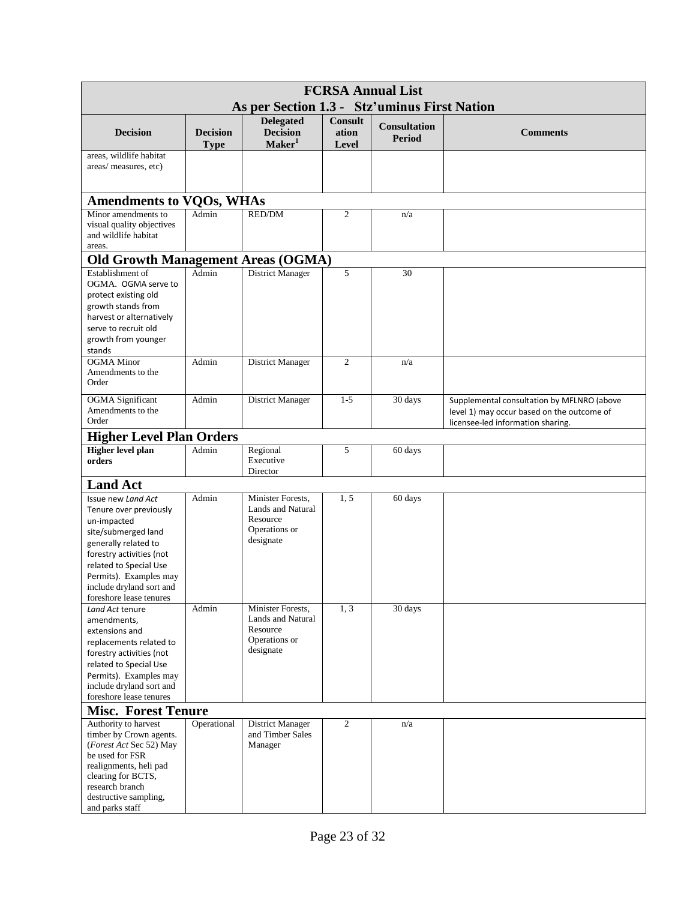| FCRSA Annual List<br>As per Section 1.3 - Stz'uminus First Nation | | | | | |
|---|---|---|---|---|---|
| **Decision** | **Decision Type** | **Delegated Decision Maker[1]** | **Consultation Level** | **Consultation Period** | **Comments** |
| areas, wildlife habitat areas/ measures, etc) | | | | | |
| **Amendments to VQOs, WHAs** | | | | | |
| Minor amendments to visual quality objectives and wildlife habitat areas. | Admin | RED/DM | 2 | n/a | |
| **Old Growth Management Areas (OGMA)** | | | | | |
| Establishment of OGMA. OGMA serve to protect existing old growth stands from harvest or alternatively serve to recruit old growth from younger stands | Admin | District Manager | 5 | 30 | |
| OGMA Minor Amendments to the Order | Admin | District Manager | 2 | n/a | |
| OGMA Significant Amendments to the Order | Admin | District Manager | 1-5 | 30 days | Supplemental consultation by MFLNRO (above level 1) may occur based on the outcome of licensee-led information sharing. |
| **Higher Level Plan Orders** | | | | | |
| **Higher level plan orders** | Admin | Regional Executive Director | 5 | 60 days | |
| **Land Act** | | | | | |
| Issue new *Land Act* Tenure over previously un-impacted site/submerged land generally related to forestry activities (not related to Special Use Permits). Examples may include dryland sort and foreshore lease tenures | Admin | Minister Forests, Lands and Natural Resource Operations or designate | 1, 5 | 60 days | |
| *Land Act* tenure amendments, extensions and replacements related to forestry activities (not related to Special Use Permits). Examples may include dryland sort and foreshore lease tenures | Admin | Minister Forests, Lands and Natural Resource Operations or designate | 1, 3 | 30 days | |
| **Misc. Forest Tenure** | | | | | |
| Authority to harvest timber by Crown agents. (*Forest Act* Sec 52) May be used for FSR realignments, heli pad clearing for BCTS, research branch destructive sampling, and parks staff | Operational | District Manager and Timber Sales Manager | 2 | n/a | |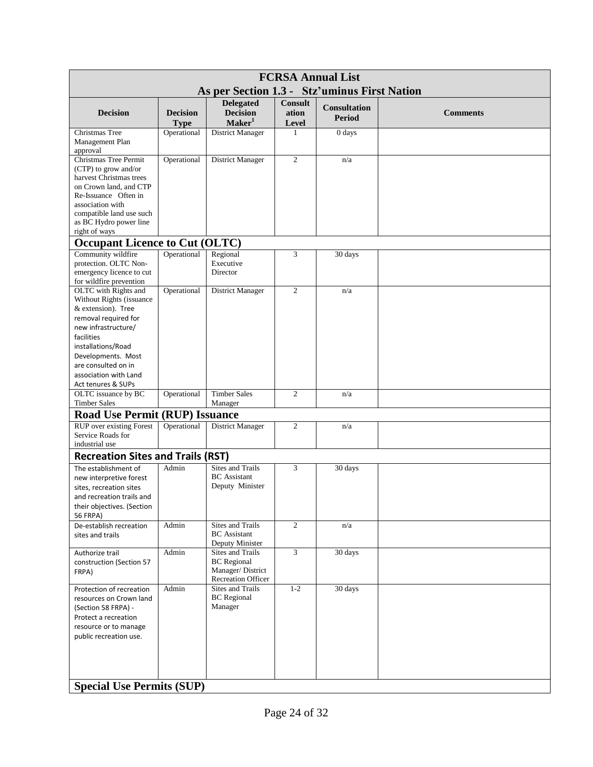| FCRSA Annual List As per Section 1.3 - Stz'uminus First Nation | | | | | |
|---|---|---|---|---|---|
| **Decision** | **Decision Type** | **Delegated Decision Maker[1]** | **Consultation Level** | **Consultation Period** | **Comments** |
| Christmas Tree Management Plan approval | Operational | District Manager | 1 | 0 days | |
| Christmas Tree Permit (CTP) to grow and/or harvest Christmas trees on Crown land, and CTP Re-Issuance Often in association with compatible land use such as BC Hydro power line right of ways | Operational | District Manager | 2 | n/a | |
| **Occupant Licence to Cut (OLTC)** | | | | | |
| Community wildfire protection. OLTC Non-emergency licence to cut for wildfire prevention | Operational | Regional Executive Director | 3 | 30 days | |
| OLTC with Rights and Without Rights (issuance & extension). Tree removal required for new infrastructure/ facilities installations/Road Developments. Most are consulted on in association with Land Act tenures & SUPs | Operational | District Manager | 2 | n/a | |
| OLTC issuance by BC Timber Sales | Operational | Timber Sales Manager | 2 | n/a | |
| **Road Use Permit (RUP) Issuance** | | | | | |
| RUP over existing Forest Service Roads for industrial use | Operational | District Manager | 2 | n/a | |
| **Recreation Sites and Trails (RST)** | | | | | |
| The establishment of new interpretive forest sites, recreation sites and recreation trails and their objectives. (Section 56 FRPA) | Admin | Sites and Trails BC Assistant Deputy Minister | 3 | 30 days | |
| De-establish recreation sites and trails | Admin | Sites and Trails BC Assistant Deputy Minister | 2 | n/a | |
| Authorize trail construction (Section 57 FRPA) | Admin | Sites and Trails BC Regional Manager/ District Recreation Officer | 3 | 30 days | |
| Protection of recreation resources on Crown land (Section 58 FRPA) - Protect a recreation resource or to manage public recreation use. | Admin | Sites and Trails BC Regional Manager | 1-2 | 30 days | |
| **Special Use Permits (SUP)** | | | | | |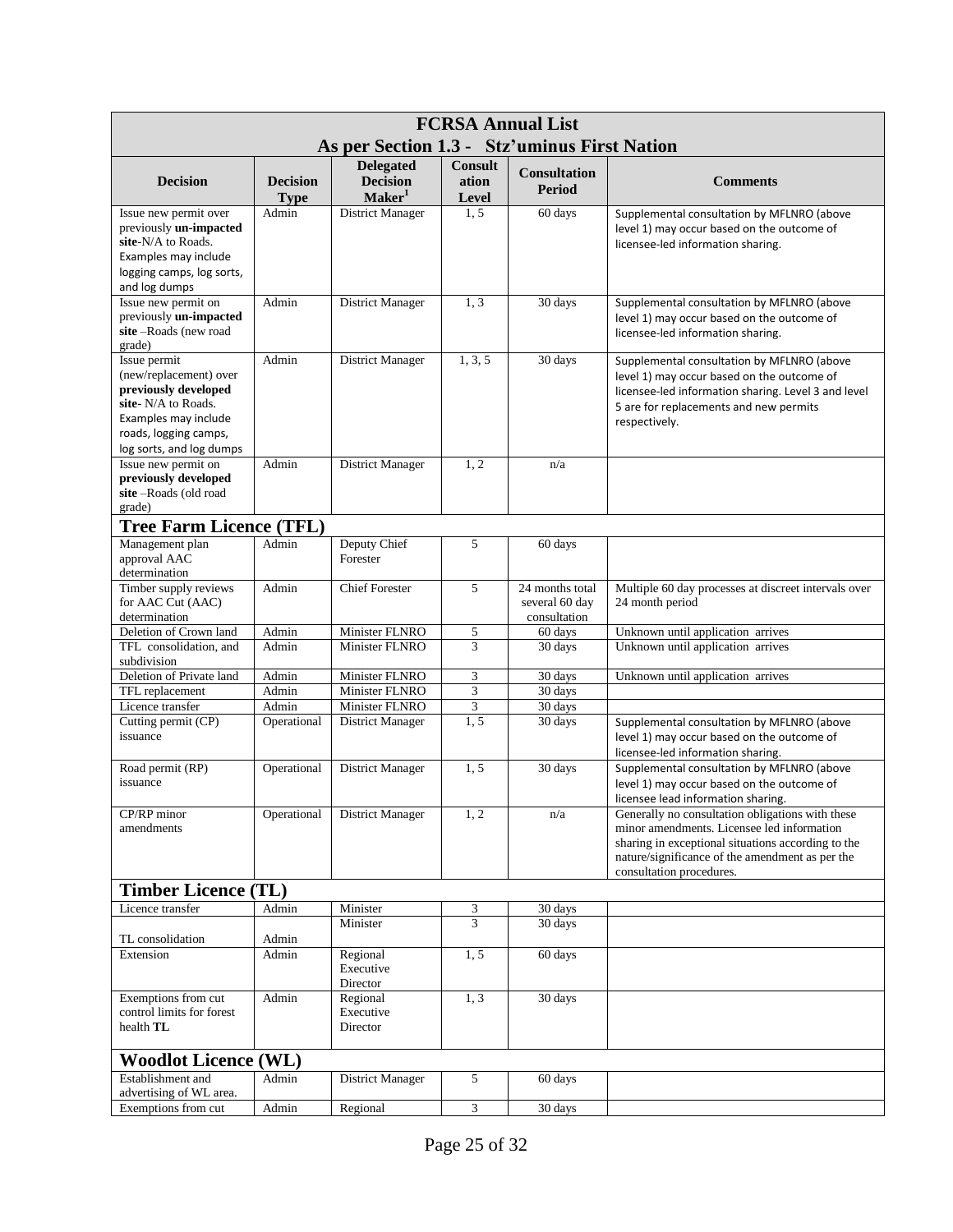| FCRSA Annual List<br>As per Section 1.3 - Stz'uminus First Nation | | | | | |
|---|---|---|---|---|---|
| **Decision** | **Decision Type** | **Delegated Decision Maker**[1] | **Consultation Level** | **Consultation Period** | **Comments** |
| Issue new permit over previously **un-impacted site**-N/A to Roads. Examples may include logging camps, log sorts, and log dumps | Admin | District Manager | 1, 5 | 60 days | Supplemental consultation by MFLNRO (above level 1) may occur based on the outcome of licensee-led information sharing. |
| Issue new permit on previously **un-impacted site** –Roads (new road grade) | Admin | District Manager | 1, 3 | 30 days | Supplemental consultation by MFLNRO (above level 1) may occur based on the outcome of licensee-led information sharing. |
| Issue permit (new/replacement) over **previously developed site**- N/A to Roads. Examples may include roads, logging camps, log sorts, and log dumps | Admin | District Manager | 1, 3, 5 | 30 days | Supplemental consultation by MFLNRO (above level 1) may occur based on the outcome of licensee-led information sharing. Level 3 and level 5 are for replacements and new permits respectively. |
| Issue new permit on **previously developed site** –Roads (old road grade) | Admin | District Manager | 1, 2 | n/a | |
| **Tree Farm Licence (TFL)** | | | | | |
| Management plan approval AAC determination | Admin | Deputy Chief Forester | 5 | 60 days | |
| Timber supply reviews for AAC Cut (AAC) determination | Admin | Chief Forester | 5 | 24 months total several 60 day consultation | Multiple 60 day processes at discreet intervals over 24 month period |
| Deletion of Crown land | Admin | Minister FLNRO | 5 | 60 days | Unknown until application arrives |
| TFL consolidation, and subdivision | Admin | Minister FLNRO | 3 | 30 days | Unknown until application arrives |
| Deletion of Private land | Admin | Minister FLNRO | 3 | 30 days | Unknown until application arrives |
| TFL replacement | Admin | Minister FLNRO | 3 | 30 days | |
| Licence transfer | Admin | Minister FLNRO | 3 | 30 days | |
| Cutting permit (CP) issuance | Operational | District Manager | 1, 5 | 30 days | Supplemental consultation by MFLNRO (above level 1) may occur based on the outcome of licensee-led information sharing. |
| Road permit (RP) issuance | Operational | District Manager | 1, 5 | 30 days | Supplemental consultation by MFLNRO (above level 1) may occur based on the outcome of licensee lead information sharing. |
| CP/RP minor amendments | Operational | District Manager | 1, 2 | n/a | Generally no consultation obligations with these minor amendments. Licensee led information sharing in exceptional situations according to the nature/significance of the amendment as per the consultation procedures. |
| **Timber Licence (TL)** | | | | | |
| Licence transfer | Admin | Minister | 3 | 30 days | |
| TL consolidation | Admin | Minister | 3 | 30 days | |
| Extension | Admin | Regional Executive Director | 1, 5 | 60 days | |
| Exemptions from cut control limits for forest health **TL** | Admin | Regional Executive Director | 1, 3 | 30 days | |
| **Woodlot Licence (WL)** | | | | | |
| Establishment and advertising of WL area. | Admin | District Manager | 5 | 60 days | |
| Exemptions from cut | Admin | Regional | 3 | 30 days | |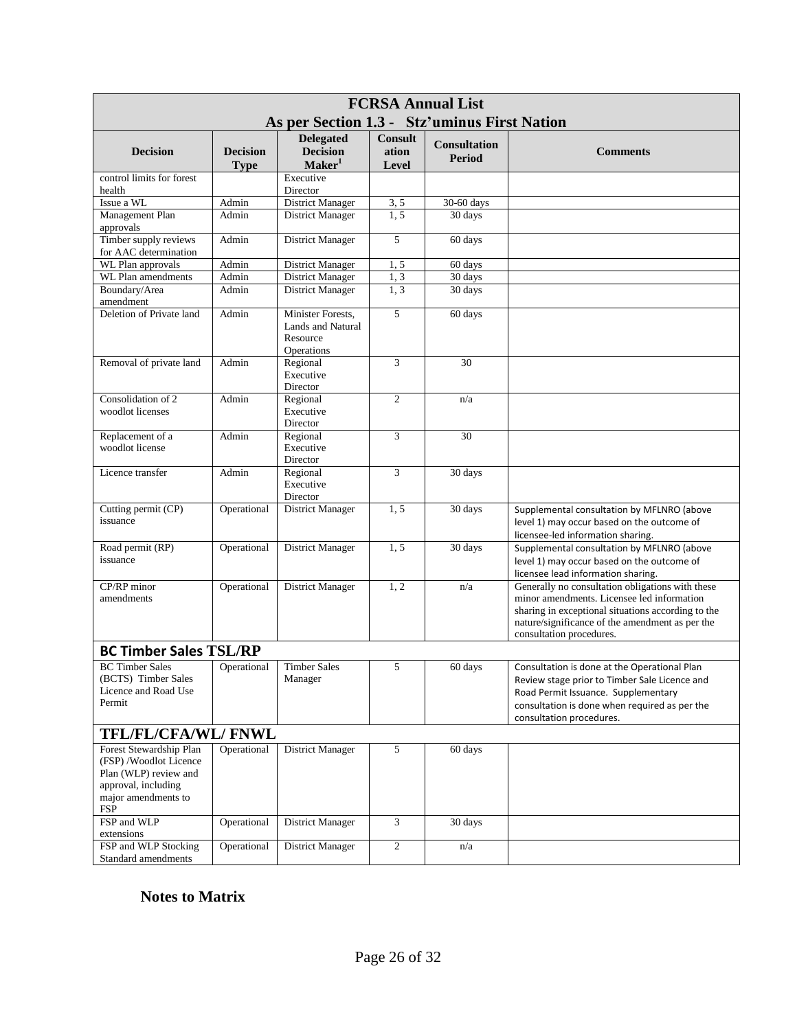| FCRSA Annual List As per Section 1.3 - Stz'uminus First Nation | | | | | |
|---|---|---|---|---|---|
| **Decision** | **Decision Type** | **Delegated Decision Maker**[1] | **Consultation Level** | **Consultation Period** | **Comments** |
| control limits for forest health | | Executive Director | | | |
| Issue a WL | Admin | District Manager | 3, 5 | 30-60 days | |
| Management Plan approvals | Admin | District Manager | 1, 5 | 30 days | |
| Timber supply reviews for AAC determination | Admin | District Manager | 5 | 60 days | |
| WL Plan approvals | Admin | District Manager | 1, 5 | 60 days | |
| WL Plan amendments | Admin | District Manager | 1, 3 | 30 days | |
| Boundary/Area amendment | Admin | District Manager | 1, 3 | 30 days | |
| Deletion of Private land | Admin | Minister Forests, Lands and Natural Resource Operations | 5 | 60 days | |
| Removal of private land | Admin | Regional Executive Director | 3 | 30 | |
| Consolidation of 2 woodlot licenses | Admin | Regional Executive Director | 2 | n/a | |
| Replacement of a woodlot license | Admin | Regional Executive Director | 3 | 30 | |
| Licence transfer | Admin | Regional Executive Director | 3 | 30 days | |
| Cutting permit (CP) issuance | Operational | District Manager | 1, 5 | 30 days | Supplemental consultation by MFLNRO (above level 1) may occur based on the outcome of licensee-led information sharing. |
| Road permit (RP) issuance | Operational | District Manager | 1, 5 | 30 days | Supplemental consultation by MFLNRO (above level 1) may occur based on the outcome of licensee lead information sharing. |
| CP/RP minor amendments | Operational | District Manager | 1, 2 | n/a | Generally no consultation obligations with these minor amendments. Licensee led information sharing in exceptional situations according to the nature/significance of the amendment as per the consultation procedures. |
| **BC Timber Sales TSL/RP** | | | | | |
| BC Timber Sales (BCTS) Timber Sales Licence and Road Use Permit | Operational | Timber Sales Manager | 5 | 60 days | Consultation is done at the Operational Plan Review stage prior to Timber Sale Licence and Road Permit Issuance. Supplementary consultation is done when required as per the consultation procedures. |
| **TFL/FL/CFA/WL/ FNWL** | | | | | |
| Forest Stewardship Plan (FSP) /Woodlot Licence Plan (WLP) review and approval, including major amendments to FSP | Operational | District Manager | 5 | 60 days | |
| FSP and WLP extensions | Operational | District Manager | 3 | 30 days | |
| FSP and WLP Stocking Standard amendments | Operational | District Manager | 2 | n/a | |

**Notes to Matrix**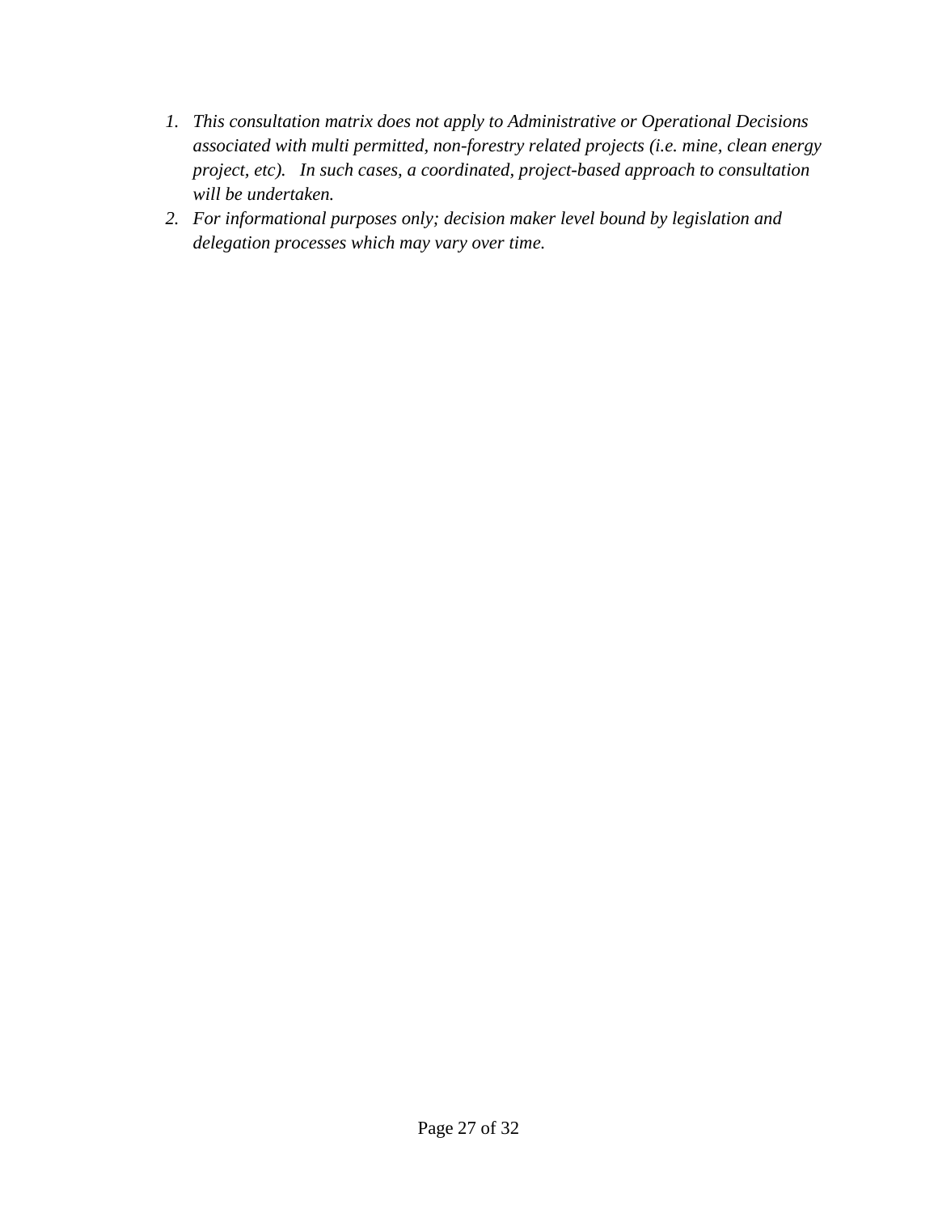1. *This consultation matrix does not apply to Administrative or Operational Decisions associated with multi permitted, non-forestry related projects (i.e. mine, clean energy project, etc). In such cases, a coordinated, project-based approach to consultation will be undertaken.*
2. *For informational purposes only; decision maker level bound by legislation and delegation processes which may vary over time.*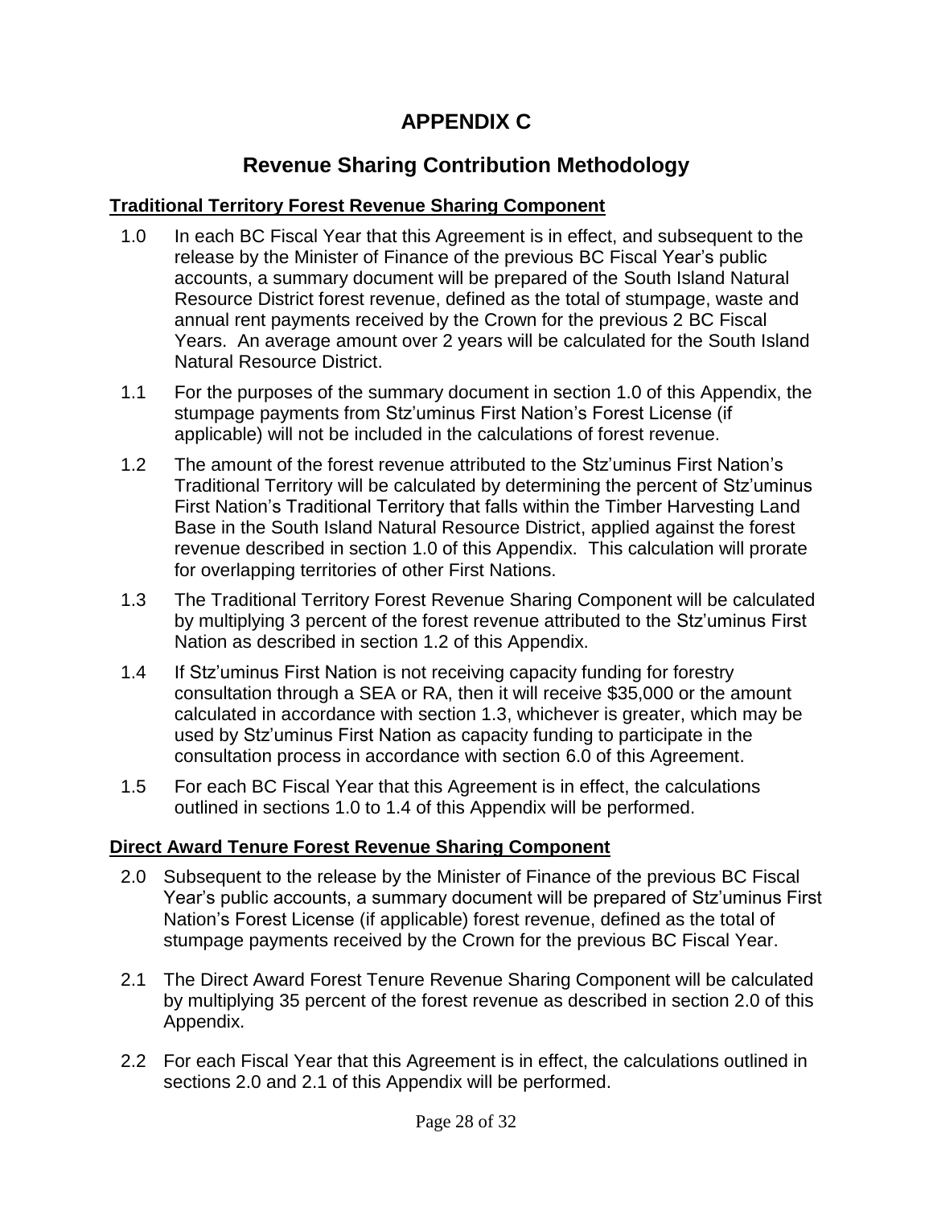# APPENDIX C

## Revenue Sharing Contribution Methodology

### Traditional Territory Forest Revenue Sharing Component

1.0 In each BC Fiscal Year that this Agreement is in effect, and subsequent to the release by the Minister of Finance of the previous BC Fiscal Year's public accounts, a summary document will be prepared of the South Island Natural Resource District forest revenue, defined as the total of stumpage, waste and annual rent payments received by the Crown for the previous 2 BC Fiscal Years. An average amount over 2 years will be calculated for the South Island Natural Resource District.

1.1 For the purposes of the summary document in section 1.0 of this Appendix, the stumpage payments from Stz'uminus First Nation's Forest License (if applicable) will not be included in the calculations of forest revenue.

1.2 The amount of the forest revenue attributed to the Stz'uminus First Nation's Traditional Territory will be calculated by determining the percent of Stz'uminus First Nation's Traditional Territory that falls within the Timber Harvesting Land Base in the South Island Natural Resource District, applied against the forest revenue described in section 1.0 of this Appendix. This calculation will prorate for overlapping territories of other First Nations.

1.3 The Traditional Territory Forest Revenue Sharing Component will be calculated by multiplying 3 percent of the forest revenue attributed to the Stz'uminus First Nation as described in section 1.2 of this Appendix.

1.4 If Stz'uminus First Nation is not receiving capacity funding for forestry consultation through a SEA or RA, then it will receive $35,000 or the amount calculated in accordance with section 1.3, whichever is greater, which may be used by Stz'uminus First Nation as capacity funding to participate in the consultation process in accordance with section 6.0 of this Agreement.

1.5 For each BC Fiscal Year that this Agreement is in effect, the calculations outlined in sections 1.0 to 1.4 of this Appendix will be performed.

### Direct Award Tenure Forest Revenue Sharing Component

2.0 Subsequent to the release by the Minister of Finance of the previous BC Fiscal Year's public accounts, a summary document will be prepared of Stz'uminus First Nation's Forest License (if applicable) forest revenue, defined as the total of stumpage payments received by the Crown for the previous BC Fiscal Year.

2.1 The Direct Award Forest Tenure Revenue Sharing Component will be calculated by multiplying 35 percent of the forest revenue as described in section 2.0 of this Appendix.

2.2 For each Fiscal Year that this Agreement is in effect, the calculations outlined in sections 2.0 and 2.1 of this Appendix will be performed.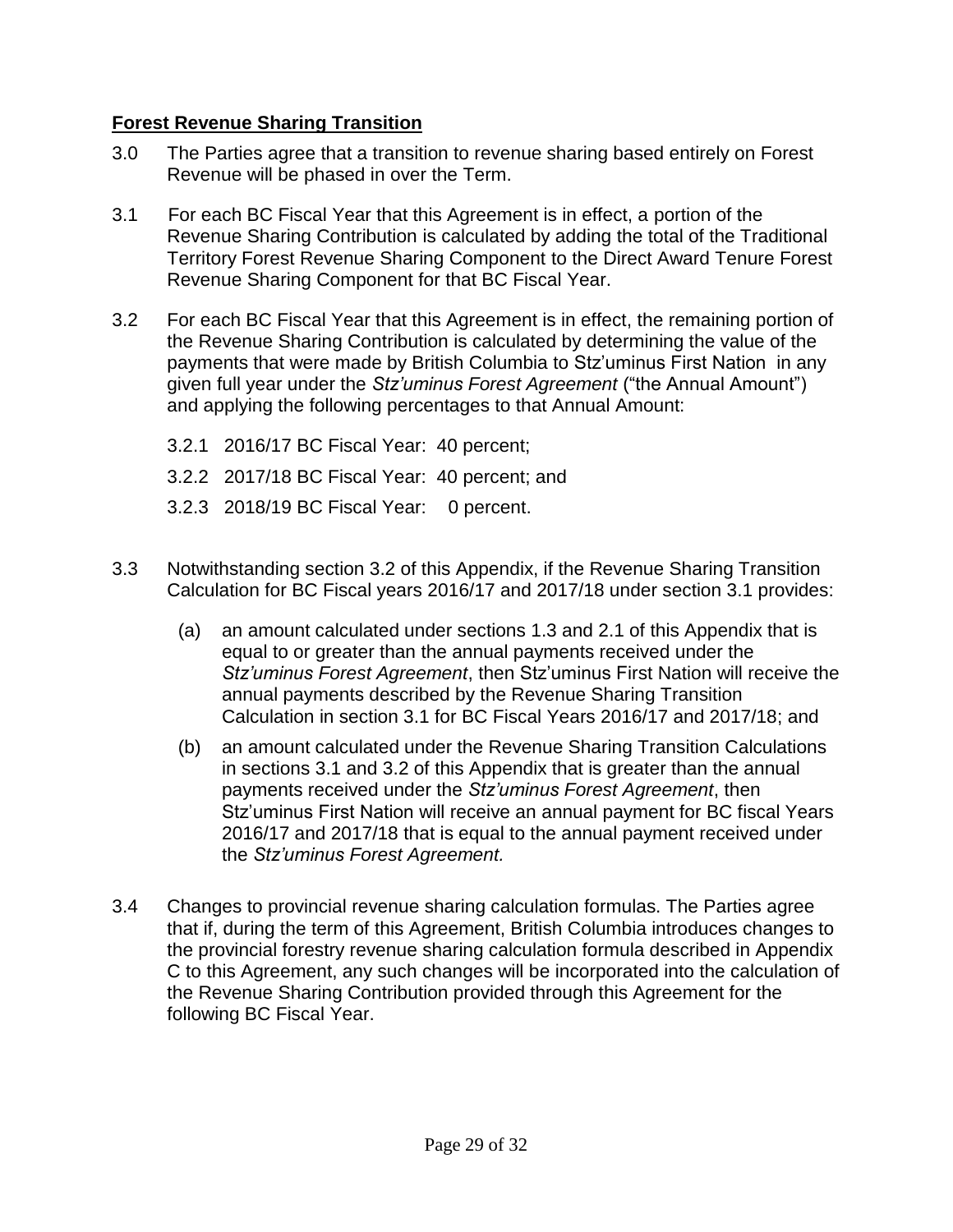**Forest Revenue Sharing Transition**

3.0 The Parties agree that a transition to revenue sharing based entirely on Forest Revenue will be phased in over the Term.

3.1 For each BC Fiscal Year that this Agreement is in effect, a portion of the Revenue Sharing Contribution is calculated by adding the total of the Traditional Territory Forest Revenue Sharing Component to the Direct Award Tenure Forest Revenue Sharing Component for that BC Fiscal Year.

3.2 For each BC Fiscal Year that this Agreement is in effect, the remaining portion of the Revenue Sharing Contribution is calculated by determining the value of the payments that were made by British Columbia to Stz'uminus First Nation in any given full year under the *Stz'uminus Forest Agreement* ("the Annual Amount") and applying the following percentages to that Annual Amount:

3.2.1 2016/17 BC Fiscal Year: 40 percent;

3.2.2 2017/18 BC Fiscal Year: 40 percent; and

3.2.3 2018/19 BC Fiscal Year: 0 percent.

3.3 Notwithstanding section 3.2 of this Appendix, if the Revenue Sharing Transition Calculation for BC Fiscal years 2016/17 and 2017/18 under section 3.1 provides:

(a) an amount calculated under sections 1.3 and 2.1 of this Appendix that is equal to or greater than the annual payments received under the *Stz'uminus Forest Agreement*, then Stz'uminus First Nation will receive the annual payments described by the Revenue Sharing Transition Calculation in section 3.1 for BC Fiscal Years 2016/17 and 2017/18; and

(b) an amount calculated under the Revenue Sharing Transition Calculations in sections 3.1 and 3.2 of this Appendix that is greater than the annual payments received under the *Stz'uminus Forest Agreement*, then Stz'uminus First Nation will receive an annual payment for BC fiscal Years 2016/17 and 2017/18 that is equal to the annual payment received under the *Stz'uminus Forest Agreement.*

3.4 Changes to provincial revenue sharing calculation formulas. The Parties agree that if, during the term of this Agreement, British Columbia introduces changes to the provincial forestry revenue sharing calculation formula described in Appendix C to this Agreement, any such changes will be incorporated into the calculation of the Revenue Sharing Contribution provided through this Agreement for the following BC Fiscal Year.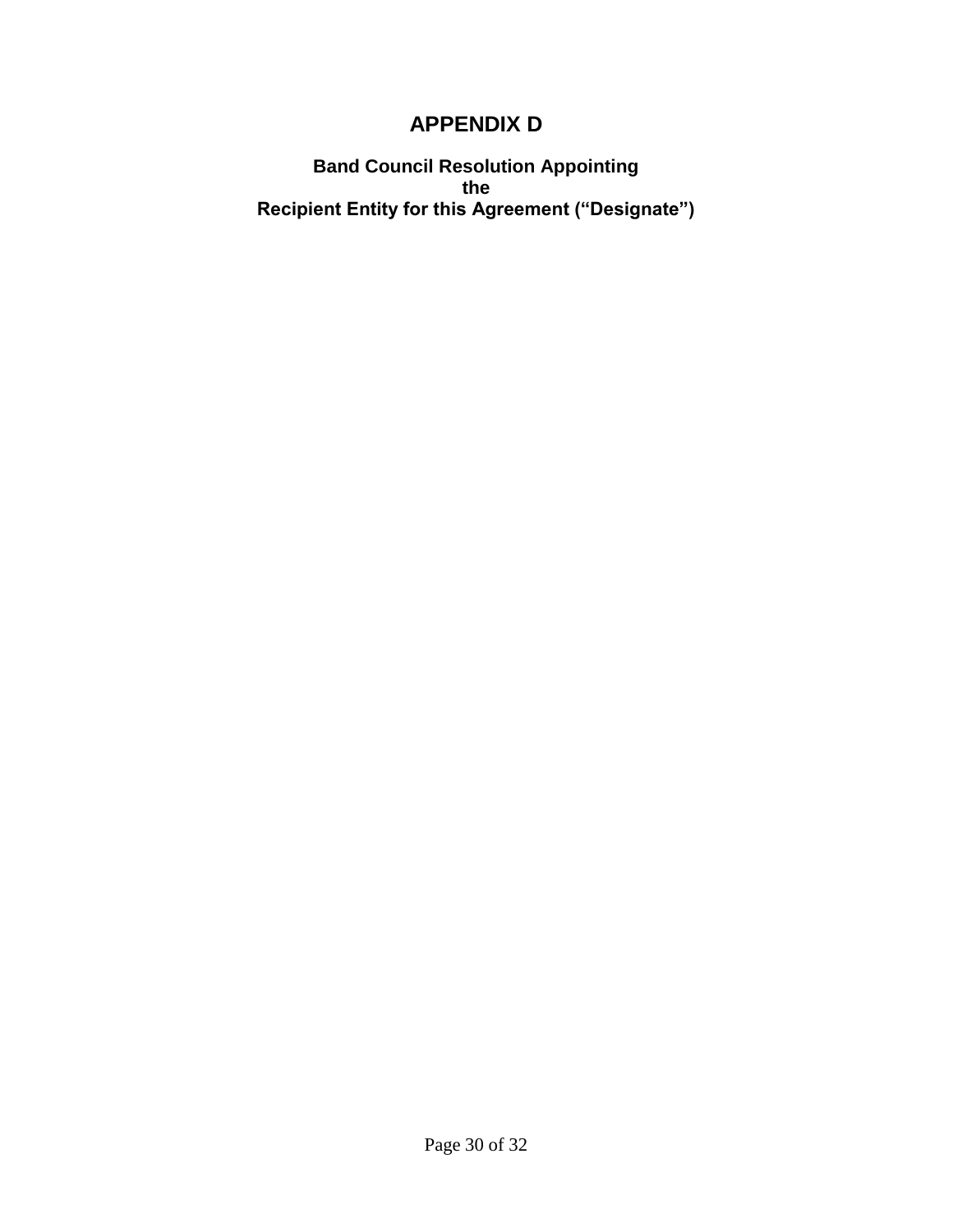# APPENDIX D

### Band Council Resolution Appointing the Recipient Entity for this Agreement ("Designate")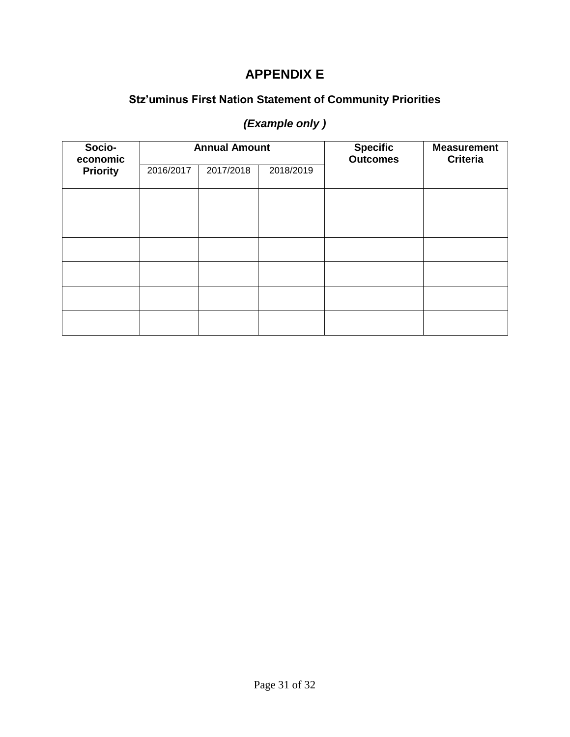# APPENDIX E

## Stz'uminus First Nation Statement of Community Priorities

### *(Example only )*

| Socio-economic Priority | Annual Amount | | | Specific Outcomes | Measurement Criteria |
|---|---|---|---|---|---|
| | 2016/2017 | 2017/2018 | 2018/2019 | | |
| | | | | | |
| | | | | | |
| | | | | | |
| | | | | | |
| | | | | | |
| | | | | | |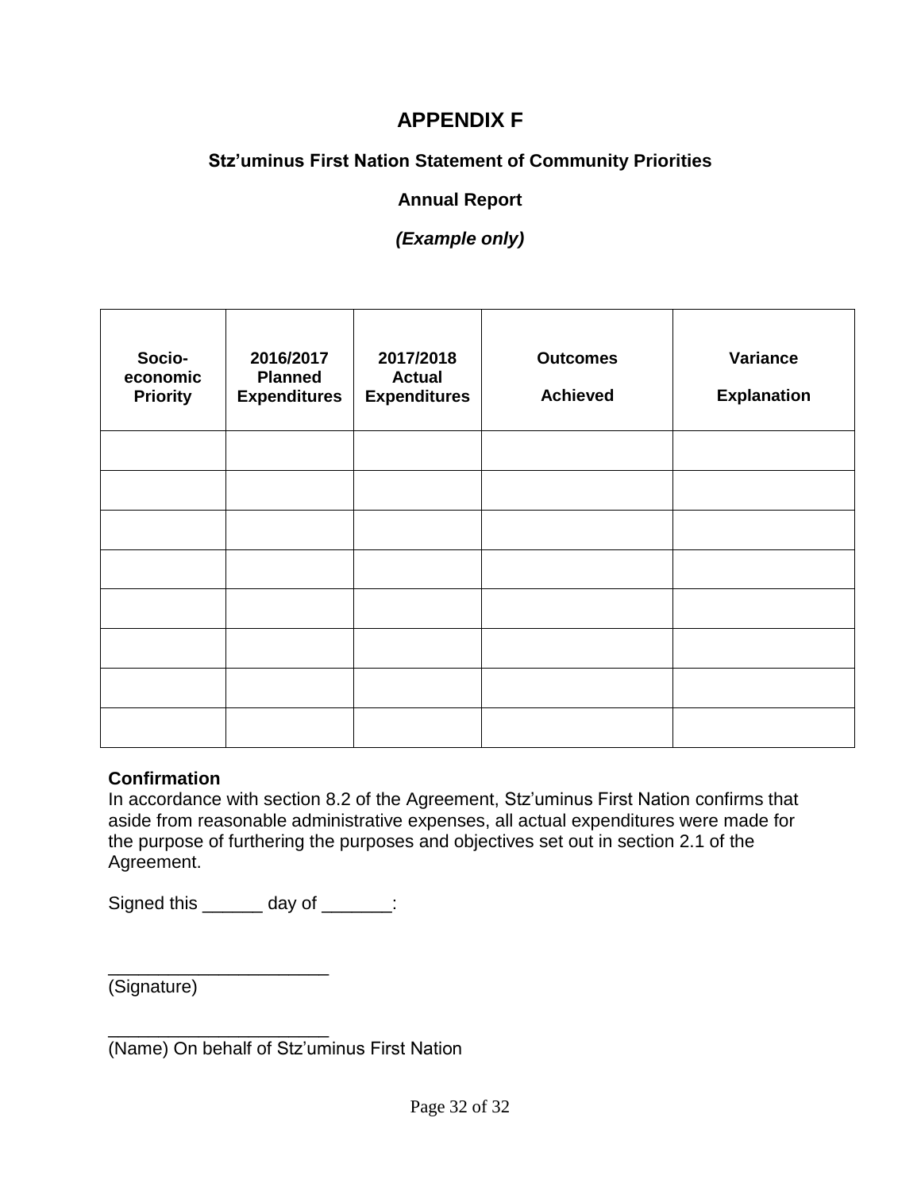# APPENDIX F

### Stz'uminus First Nation Statement of Community Priorities

### Annual Report

### *(Example only)*

| Socio-economic Priority | 2016/2017 Planned Expenditures | 2017/2018 Actual Expenditures | Outcomes Achieved | Variance Explanation |
|---|---|---|---|---|
| | | | | |
| | | | | |
| | | | | |
| | | | | |
| | | | | |
| | | | | |
| | | | | |
| | | | | |

**Confirmation**

In accordance with section 8.2 of the Agreement, Stz'uminus First Nation confirms that aside from reasonable administrative expenses, all actual expenditures were made for the purpose of furthering the purposes and objectives set out in section 2.1 of the Agreement.

Signed this ______ day of _______:

______________________
(Signature)

______________________
(Name) On behalf of Stz'uminus First Nation